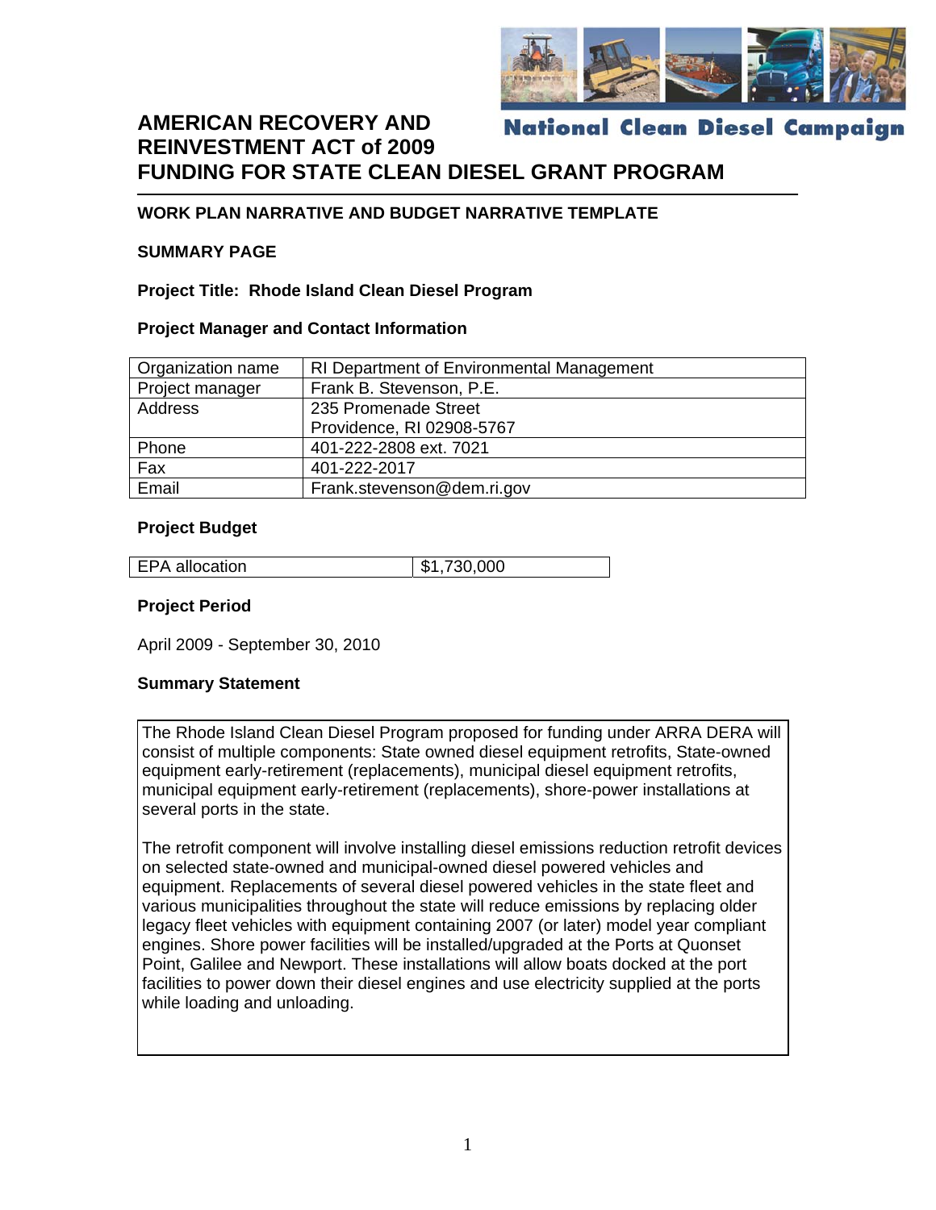# AMERICAN RECOVERY AND REINVESTMENT ACT of 2009 FUNDING FOR STATE CLEAN DIESEL GRANT PROGRAM

National Clean Diesel Campaign

## WORK PLAN NARRATIVE AND BUDGET NARRATIVE TEMPLATE

### SUMMARY PAGE

**Project Title: Rhode Island Clean Diesel Program**

**Project Manager and Contact Information**

| Organization name | RI Department of Environmental Management |
|---|---|
| Project manager | Frank B. Stevenson, P.E. |
| Address | 235 Promenade Street<br>Providence, RI 02908-5767 |
| Phone | 401-222-2808 ext. 7021 |
| Fax | 401-222-2017 |
| Email | Frank.stevenson@dem.ri.gov |

**Project Budget**

| EPA allocation | $1,730,000 |
|---|---|

**Project Period**

April 2009 - September 30, 2010

**Summary Statement**

The Rhode Island Clean Diesel Program proposed for funding under ARRA DERA will consist of multiple components: State owned diesel equipment retrofits, State-owned equipment early-retirement (replacements), municipal diesel equipment retrofits, municipal equipment early-retirement (replacements), shore-power installations at several ports in the state.

The retrofit component will involve installing diesel emissions reduction retrofit devices on selected state-owned and municipal-owned diesel powered vehicles and equipment. Replacements of several diesel powered vehicles in the state fleet and various municipalities throughout the state will reduce emissions by replacing older legacy fleet vehicles with equipment containing 2007 (or later) model year compliant engines. Shore power facilities will be installed/upgraded at the Ports at Quonset Point, Galilee and Newport. These installations will allow boats docked at the port facilities to power down their diesel engines and use electricity supplied at the ports while loading and unloading.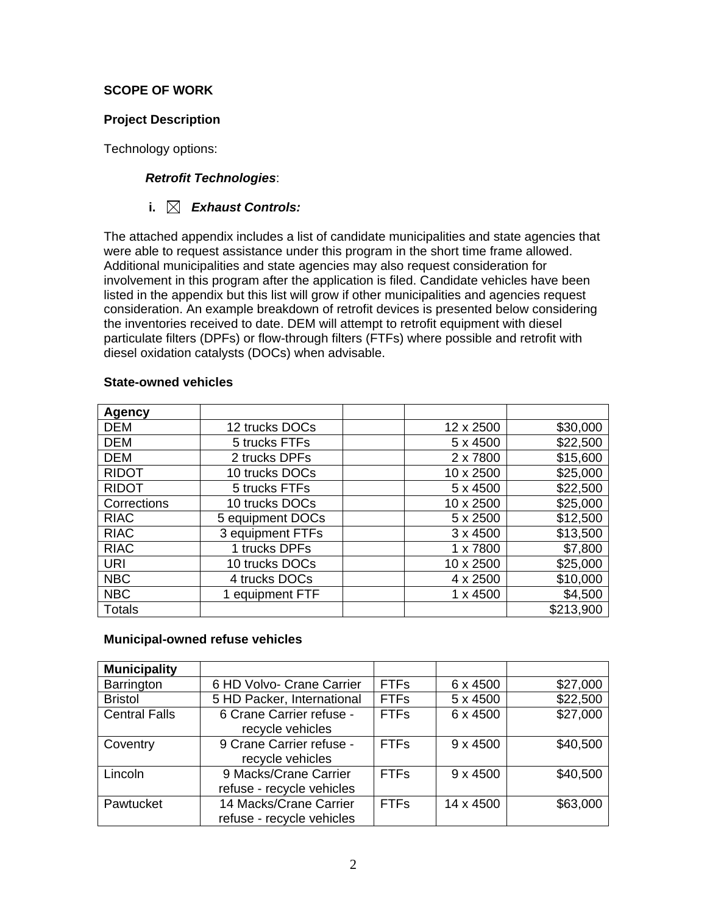**SCOPE OF WORK**

**Project Description**

Technology options:

***Retrofit Technologies***:

**i.** ☒ ***Exhaust Controls:***

The attached appendix includes a list of candidate municipalities and state agencies that were able to request assistance under this program in the short time frame allowed. Additional municipalities and state agencies may also request consideration for involvement in this program after the application is filed. Candidate vehicles have been listed in the appendix but this list will grow if other municipalities and agencies request consideration. An example breakdown of retrofit devices is presented below considering the inventories received to date. DEM will attempt to retrofit equipment with diesel particulate filters (DPFs) or flow-through filters (FTFs) where possible and retrofit with diesel oxidation catalysts (DOCs) when advisable.

**State-owned vehicles**

| Agency | | | | |
|---|---|---|---|---|
| DEM | 12 trucks DOCs | | 12 x 2500 | $30,000 |
| DEM | 5 trucks FTFs | | 5 x 4500 | $22,500 |
| DEM | 2 trucks DPFs | | 2 x 7800 | $15,600 |
| RIDOT | 10 trucks DOCs | | 10 x 2500 | $25,000 |
| RIDOT | 5 trucks FTFs | | 5 x 4500 | $22,500 |
| Corrections | 10 trucks DOCs | | 10 x 2500 | $25,000 |
| RIAC | 5 equipment DOCs | | 5 x 2500 | $12,500 |
| RIAC | 3 equipment FTFs | | 3 x 4500 | $13,500 |
| RIAC | 1 trucks DPFs | | 1 x 7800 | $7,800 |
| URI | 10 trucks DOCs | | 10 x 2500 | $25,000 |
| NBC | 4 trucks DOCs | | 4 x 2500 | $10,000 |
| NBC | 1 equipment FTF | | 1 x 4500 | $4,500 |
| Totals | | | | $213,900 |

**Municipal-owned refuse vehicles**

| Municipality | | | | |
|---|---|---|---|---|
| Barrington | 6 HD Volvo- Crane Carrier | FTFs | 6 x 4500 | $27,000 |
| Bristol | 5 HD Packer, International | FTFs | 5 x 4500 | $22,500 |
| Central Falls | 6 Crane Carrier refuse - recycle vehicles | FTFs | 6 x 4500 | $27,000 |
| Coventry | 9 Crane Carrier refuse - recycle vehicles | FTFs | 9 x 4500 | $40,500 |
| Lincoln | 9 Macks/Crane Carrier refuse - recycle vehicles | FTFs | 9 x 4500 | $40,500 |
| Pawtucket | 14 Macks/Crane Carrier refuse - recycle vehicles | FTFs | 14 x 4500 | $63,000 |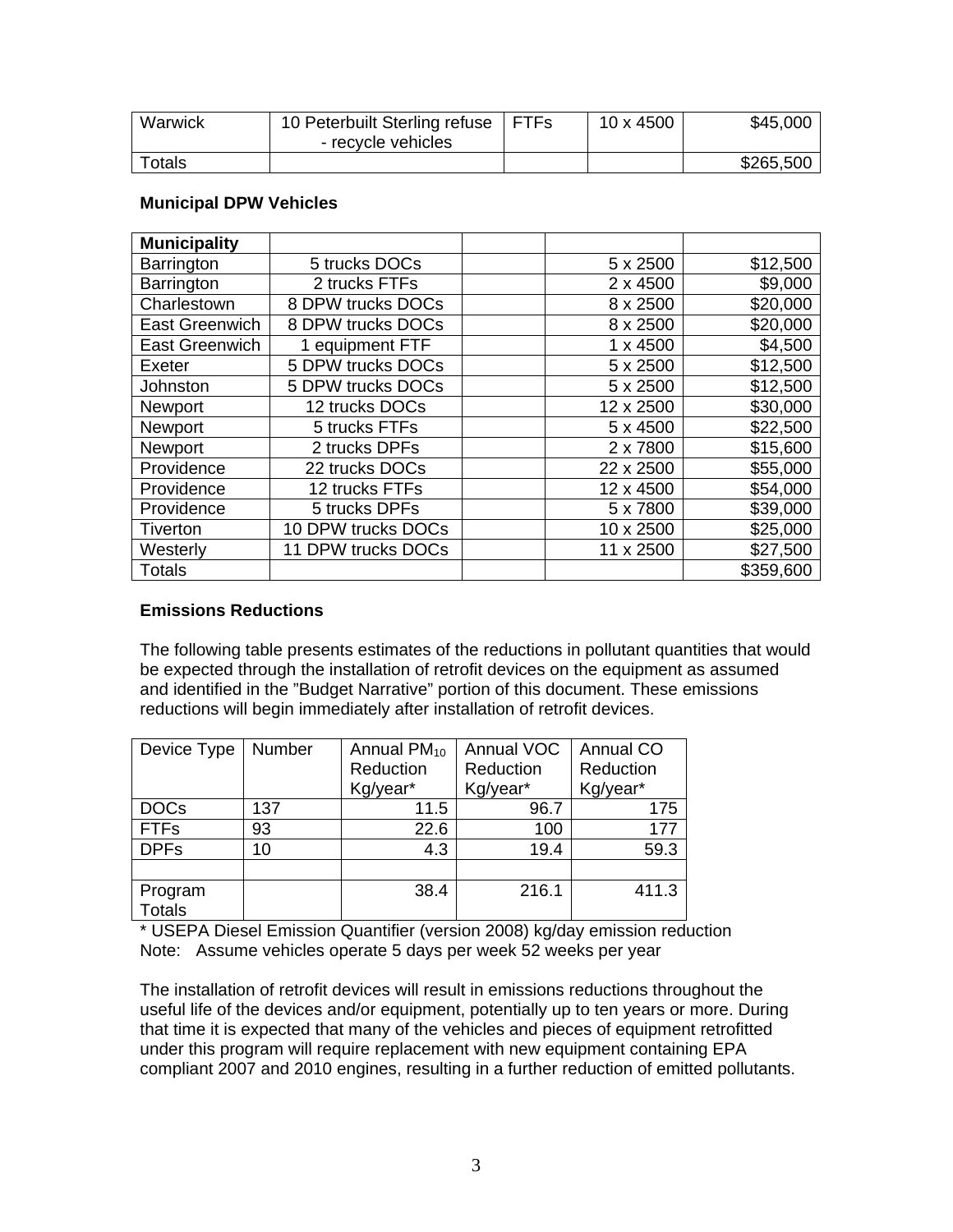| Warwick | 10 Peterbuilt Sterling refuse - recycle vehicles | FTFs | 10 x 4500 | $45,000 |
|---|---|---|---|---|
| Totals | | | | $265,500 |

**Municipal DPW Vehicles**

| Municipality | | | | |
|---|---|---|---|---|
| Barrington | 5 trucks DOCs | | 5 x 2500 | $12,500 |
| Barrington | 2 trucks FTFs | | 2 x 4500 | $9,000 |
| Charlestown | 8 DPW trucks DOCs | | 8 x 2500 | $20,000 |
| East Greenwich | 8 DPW trucks DOCs | | 8 x 2500 | $20,000 |
| East Greenwich | 1 equipment FTF | | 1 x 4500 | $4,500 |
| Exeter | 5 DPW trucks DOCs | | 5 x 2500 | $12,500 |
| Johnston | 5 DPW trucks DOCs | | 5 x 2500 | $12,500 |
| Newport | 12 trucks DOCs | | 12 x 2500 | $30,000 |
| Newport | 5 trucks FTFs | | 5 x 4500 | $22,500 |
| Newport | 2 trucks DPFs | | 2 x 7800 | $15,600 |
| Providence | 22 trucks DOCs | | 22 x 2500 | $55,000 |
| Providence | 12 trucks FTFs | | 12 x 4500 | $54,000 |
| Providence | 5 trucks DPFs | | 5 x 7800 | $39,000 |
| Tiverton | 10 DPW trucks DOCs | | 10 x 2500 | $25,000 |
| Westerly | 11 DPW trucks DOCs | | 11 x 2500 | $27,500 |
| Totals | | | | $359,600 |

**Emissions Reductions**

The following table presents estimates of the reductions in pollutant quantities that would be expected through the installation of retrofit devices on the equipment as assumed and identified in the "Budget Narrative" portion of this document. These emissions reductions will begin immediately after installation of retrofit devices.

| Device Type | Number | Annual $PM_{10}$ Reduction Kg/year* | Annual VOC Reduction Kg/year* | Annual CO Reduction Kg/year* |
|---|---|---|---|---|
| DOCs | 137 | 11.5 | 96.7 | 175 |
| FTFs | 93 | 22.6 | 100 | 177 |
| DPFs | 10 | 4.3 | 19.4 | 59.3 |
| | | | | |
| Program Totals | | 38.4 | 216.1 | 411.3 |

* USEPA Diesel Emission Quantifier (version 2008) kg/day emission reduction
Note: Assume vehicles operate 5 days per week 52 weeks per year

The installation of retrofit devices will result in emissions reductions throughout the useful life of the devices and/or equipment, potentially up to ten years or more. During that time it is expected that many of the vehicles and pieces of equipment retrofitted under this program will require replacement with new equipment containing EPA compliant 2007 and 2010 engines, resulting in a further reduction of emitted pollutants.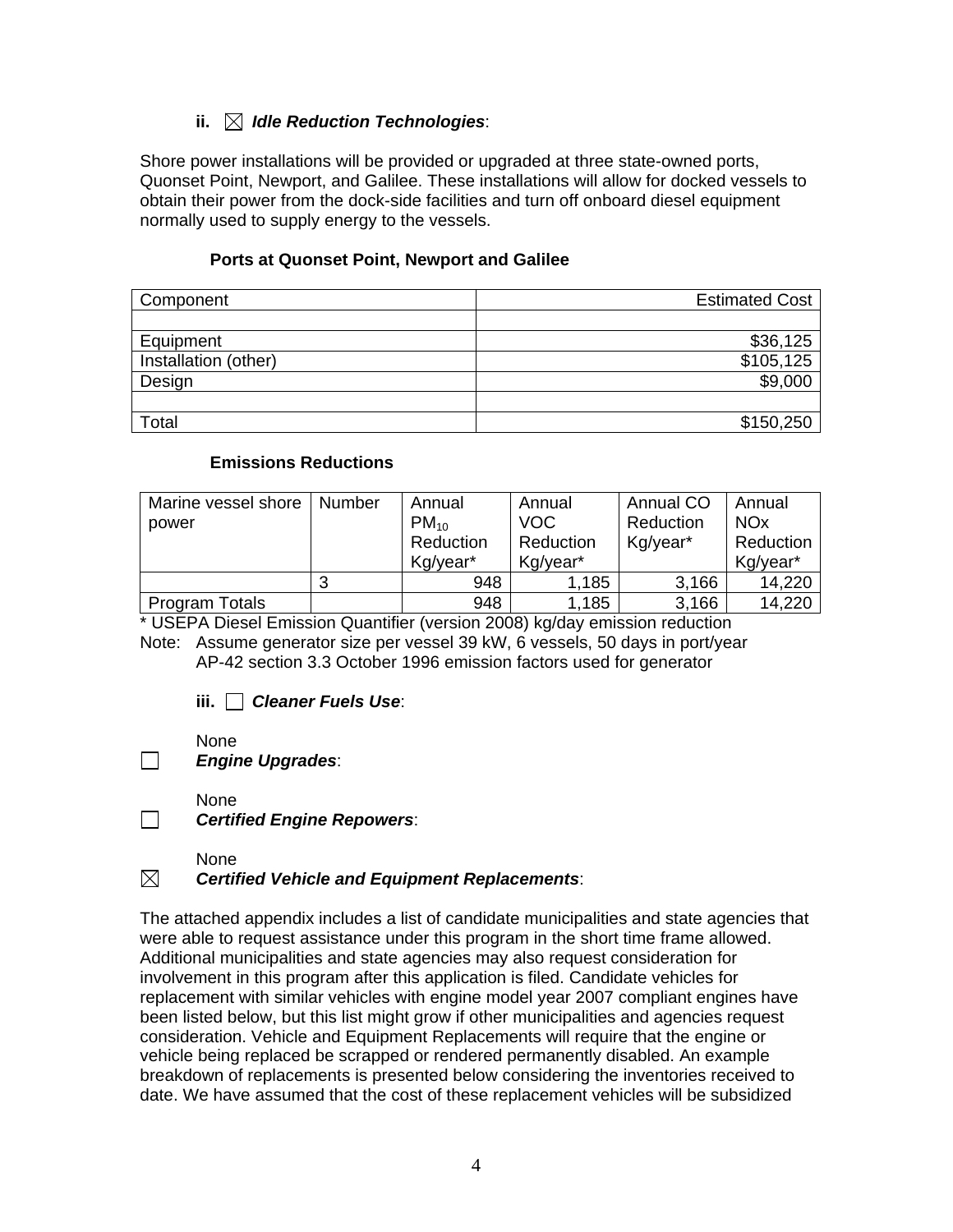**ii.** ☒ ***Idle Reduction Technologies***:

Shore power installations will be provided or upgraded at three state-owned ports, Quonset Point, Newport, and Galilee. These installations will allow for docked vessels to obtain their power from the dock-side facilities and turn off onboard diesel equipment normally used to supply energy to the vessels.

**Ports at Quonset Point, Newport and Galilee**

| Component | Estimated Cost |
|---|---|
| | |
| Equipment | $36,125 |
| Installation (other) | $105,125 |
| Design | $9,000 |
| | |
| Total | $150,250 |

**Emissions Reductions**

| Marine vessel shore power | Number | Annual $PM_{10}$ Reduction Kg/year* | Annual VOC Reduction Kg/year* | Annual CO Reduction Kg/year* | Annual NOx Reduction Kg/year* |
|---|---|---|---|---|---|
| | 3 | 948 | 1,185 | 3,166 | 14,220 |
| Program Totals | | 948 | 1,185 | 3,166 | 14,220 |

\* USEPA Diesel Emission Quantifier (version 2008) kg/day emission reduction

Note: Assume generator size per vessel 39 kW, 6 vessels, 50 days in port/year
AP-42 section 3.3 October 1996 emission factors used for generator

**iii.** ☐ ***Cleaner Fuels Use***:

None

☐ ***Engine Upgrades***:

None

☐ ***Certified Engine Repowers***:

None

☒ ***Certified Vehicle and Equipment Replacements***:

The attached appendix includes a list of candidate municipalities and state agencies that were able to request assistance under this program in the short time frame allowed. Additional municipalities and state agencies may also request consideration for involvement in this program after this application is filed. Candidate vehicles for replacement with similar vehicles with engine model year 2007 compliant engines have been listed below, but this list might grow if other municipalities and agencies request consideration. Vehicle and Equipment Replacements will require that the engine or vehicle being replaced be scrapped or rendered permanently disabled. An example breakdown of replacements is presented below considering the inventories received to date. We have assumed that the cost of these replacement vehicles will be subsidized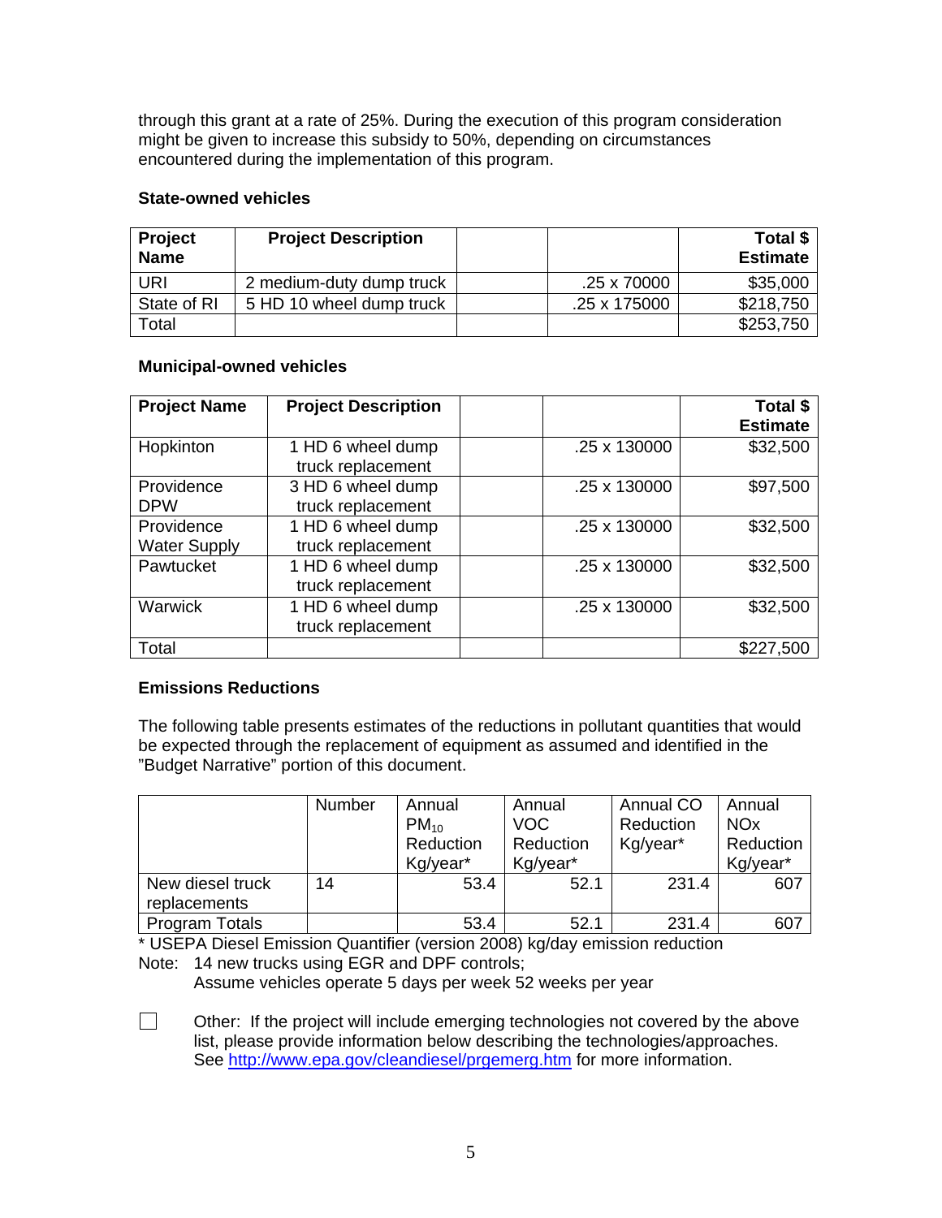through this grant at a rate of 25%. During the execution of this program consideration might be given to increase this subsidy to 50%, depending on circumstances encountered during the implementation of this program.

**State-owned vehicles**

| **Project Name** | **Project Description** | | | **Total $ Estimate** |
|---|---|---|---|---|
| URI | 2 medium-duty dump truck | | .25 x 70000 | $35,000 |
| State of RI | 5 HD 10 wheel dump truck | | .25 x 175000 | $218,750 |
| Total | | | | $253,750 |

**Municipal-owned vehicles**

| **Project Name** | **Project Description** | | | **Total $ Estimate** |
|---|---|---|---|---|
| Hopkinton | 1 HD 6 wheel dump truck replacement | | .25 x 130000 | $32,500 |
| Providence DPW | 3 HD 6 wheel dump truck replacement | | .25 x 130000 | $97,500 |
| Providence Water Supply | 1 HD 6 wheel dump truck replacement | | .25 x 130000 | $32,500 |
| Pawtucket | 1 HD 6 wheel dump truck replacement | | .25 x 130000 | $32,500 |
| Warwick | 1 HD 6 wheel dump truck replacement | | .25 x 130000 | $32,500 |
| Total | | | | $227,500 |

**Emissions Reductions**

The following table presents estimates of the reductions in pollutant quantities that would be expected through the replacement of equipment as assumed and identified in the "Budget Narrative" portion of this document.

| | Number | Annual $PM_{10}$ Reduction Kg/year* | Annual VOC Reduction Kg/year* | Annual CO Reduction Kg/year* | Annual NOx Reduction Kg/year* |
|---|---|---|---|---|---|
| New diesel truck replacements | 14 | 53.4 | 52.1 | 231.4 | 607 |
| Program Totals | | 53.4 | 52.1 | 231.4 | 607 |

* USEPA Diesel Emission Quantifier (version 2008) kg/day emission reduction

Note: 14 new trucks using EGR and DPF controls;
Assume vehicles operate 5 days per week 52 weeks per year

☐ Other: If the project will include emerging technologies not covered by the above list, please provide information below describing the technologies/approaches. See http://www.epa.gov/cleandiesel/prgemerg.htm for more information.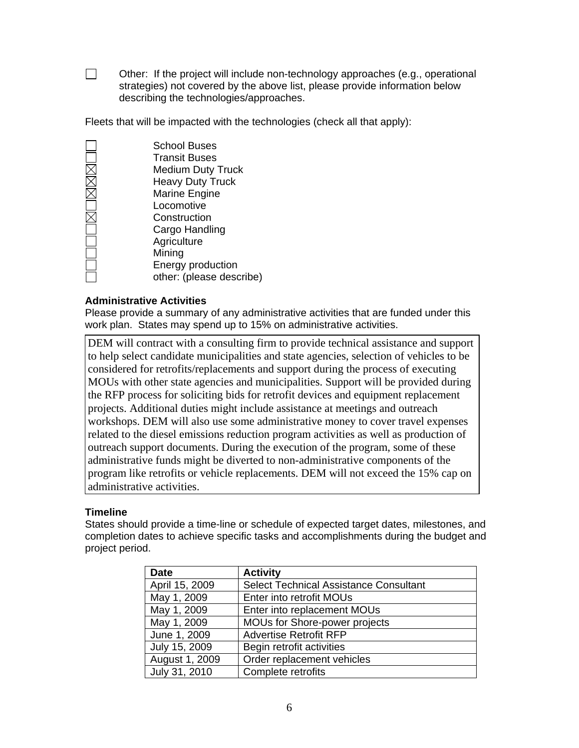☐ Other: If the project will include non-technology approaches (e.g., operational strategies) not covered by the above list, please provide information below describing the technologies/approaches.

Fleets that will be impacted with the technologies (check all that apply):

- ☐ School Buses
- ☐ Transit Buses
- ☒ Medium Duty Truck
- ☒ Heavy Duty Truck
- ☒ Marine Engine
- ☐ Locomotive
- ☒ Construction
- ☐ Cargo Handling
- ☐ Agriculture
- ☐ Mining
- ☐ Energy production
- ☐ other: (please describe)

**Administrative Activities**

Please provide a summary of any administrative activities that are funded under this work plan. States may spend up to 15% on administrative activities.

DEM will contract with a consulting firm to provide technical assistance and support to help select candidate municipalities and state agencies, selection of vehicles to be considered for retrofits/replacements and support during the process of executing MOUs with other state agencies and municipalities. Support will be provided during the RFP process for soliciting bids for retrofit devices and equipment replacement projects. Additional duties might include assistance at meetings and outreach workshops. DEM will also use some administrative money to cover travel expenses related to the diesel emissions reduction program activities as well as production of outreach support documents. During the execution of the program, some of these administrative funds might be diverted to non-administrative components of the program like retrofits or vehicle replacements. DEM will not exceed the 15% cap on administrative activities.

**Timeline**

States should provide a time-line or schedule of expected target dates, milestones, and completion dates to achieve specific tasks and accomplishments during the budget and project period.

| Date | Activity |
|---|---|
| April 15, 2009 | Select Technical Assistance Consultant |
| May 1, 2009 | Enter into retrofit MOUs |
| May 1, 2009 | Enter into replacement MOUs |
| May 1, 2009 | MOUs for Shore-power projects |
| June 1, 2009 | Advertise Retrofit RFP |
| July 15, 2009 | Begin retrofit activities |
| August 1, 2009 | Order replacement vehicles |
| July 31, 2010 | Complete retrofits |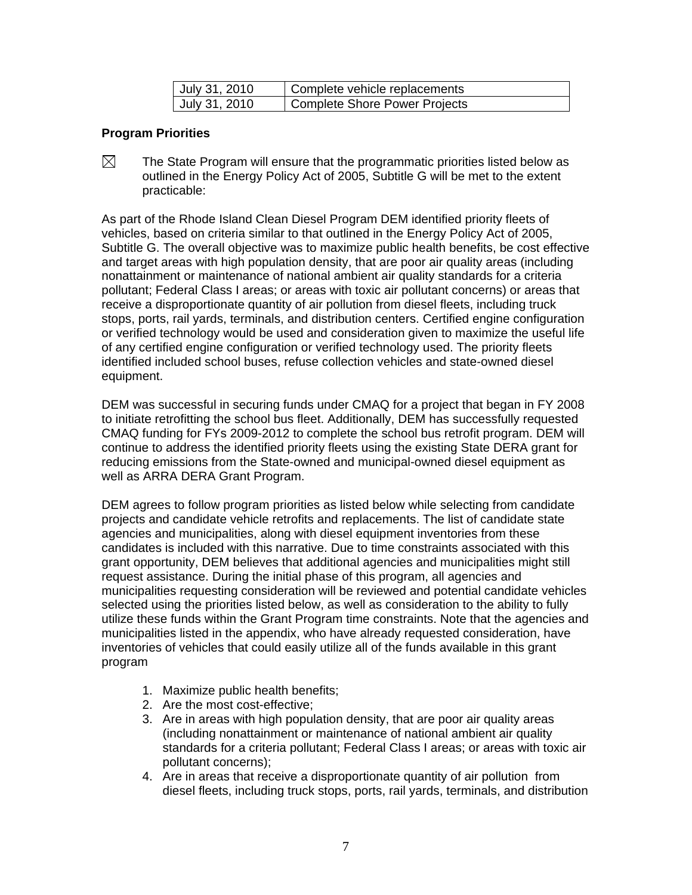| July 31, 2010 | Complete vehicle replacements |
|---|---|
| July 31, 2010 | Complete Shore Power Projects |

**Program Priorities**

☒ The State Program will ensure that the programmatic priorities listed below as outlined in the Energy Policy Act of 2005, Subtitle G will be met to the extent practicable:

As part of the Rhode Island Clean Diesel Program DEM identified priority fleets of vehicles, based on criteria similar to that outlined in the Energy Policy Act of 2005, Subtitle G. The overall objective was to maximize public health benefits, be cost effective and target areas with high population density, that are poor air quality areas (including nonattainment or maintenance of national ambient air quality standards for a criteria pollutant; Federal Class I areas; or areas with toxic air pollutant concerns) or areas that receive a disproportionate quantity of air pollution from diesel fleets, including truck stops, ports, rail yards, terminals, and distribution centers. Certified engine configuration or verified technology would be used and consideration given to maximize the useful life of any certified engine configuration or verified technology used. The priority fleets identified included school buses, refuse collection vehicles and state-owned diesel equipment.

DEM was successful in securing funds under CMAQ for a project that began in FY 2008 to initiate retrofitting the school bus fleet. Additionally, DEM has successfully requested CMAQ funding for FYs 2009-2012 to complete the school bus retrofit program. DEM will continue to address the identified priority fleets using the existing State DERA grant for reducing emissions from the State-owned and municipal-owned diesel equipment as well as ARRA DERA Grant Program.

DEM agrees to follow program priorities as listed below while selecting from candidate projects and candidate vehicle retrofits and replacements. The list of candidate state agencies and municipalities, along with diesel equipment inventories from these candidates is included with this narrative. Due to time constraints associated with this grant opportunity, DEM believes that additional agencies and municipalities might still request assistance. During the initial phase of this program, all agencies and municipalities requesting consideration will be reviewed and potential candidate vehicles selected using the priorities listed below, as well as consideration to the ability to fully utilize these funds within the Grant Program time constraints. Note that the agencies and municipalities listed in the appendix, who have already requested consideration, have inventories of vehicles that could easily utilize all of the funds available in this grant program

1. Maximize public health benefits;
2. Are the most cost-effective;
3. Are in areas with high population density, that are poor air quality areas (including nonattainment or maintenance of national ambient air quality standards for a criteria pollutant; Federal Class I areas; or areas with toxic air pollutant concerns);
4. Are in areas that receive a disproportionate quantity of air pollution from diesel fleets, including truck stops, ports, rail yards, terminals, and distribution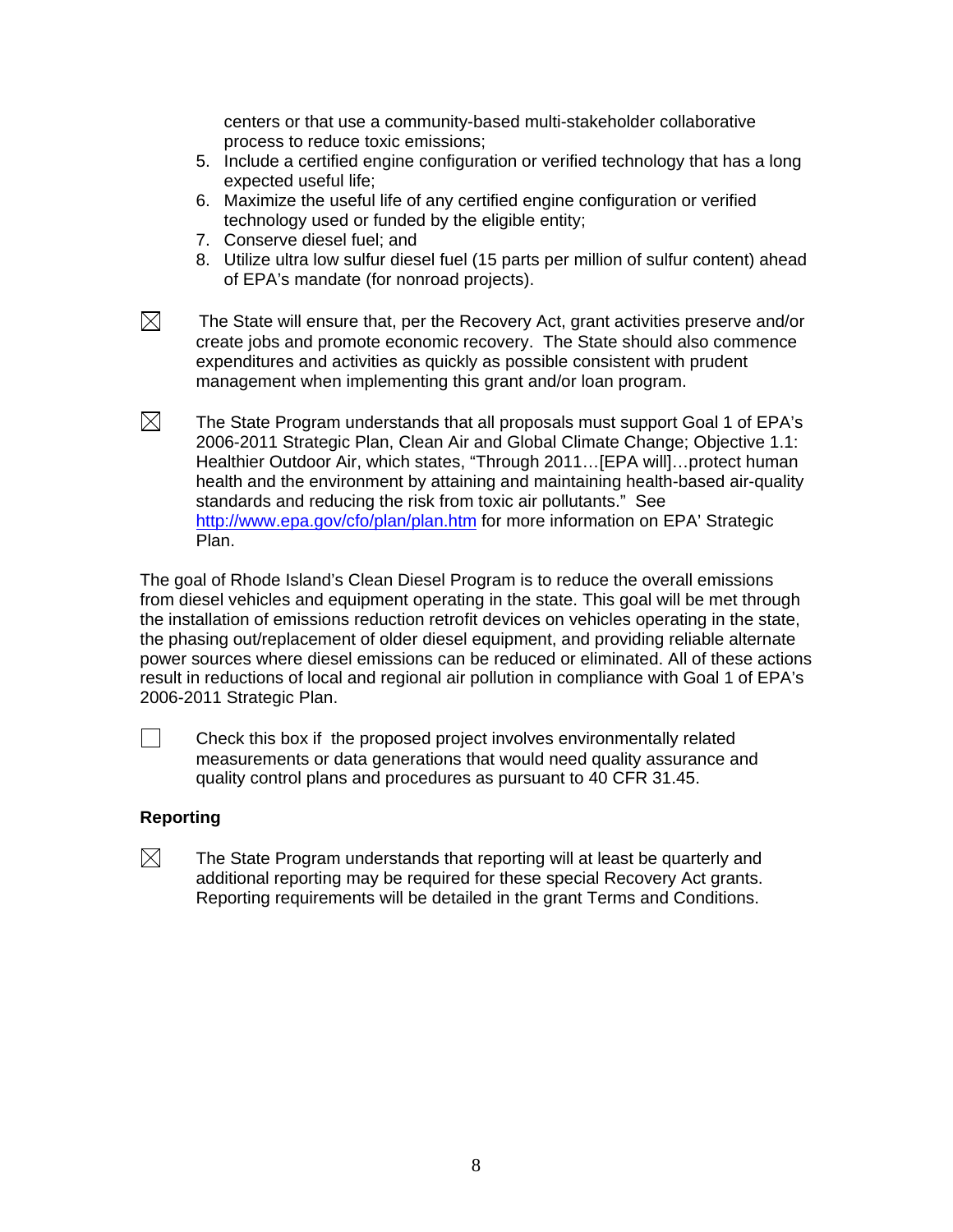centers or that use a community-based multi-stakeholder collaborative process to reduce toxic emissions;

5. Include a certified engine configuration or verified technology that has a long expected useful life;
6. Maximize the useful life of any certified engine configuration or verified technology used or funded by the eligible entity;
7. Conserve diesel fuel; and
8. Utilize ultra low sulfur diesel fuel (15 parts per million of sulfur content) ahead of EPA's mandate (for nonroad projects).

☒ The State will ensure that, per the Recovery Act, grant activities preserve and/or create jobs and promote economic recovery. The State should also commence expenditures and activities as quickly as possible consistent with prudent management when implementing this grant and/or loan program.

☒ The State Program understands that all proposals must support Goal 1 of EPA's 2006-2011 Strategic Plan, Clean Air and Global Climate Change; Objective 1.1: Healthier Outdoor Air, which states, "Through 2011…[EPA will]…protect human health and the environment by attaining and maintaining health-based air-quality standards and reducing the risk from toxic air pollutants." See http://www.epa.gov/cfo/plan/plan.htm for more information on EPA' Strategic Plan.

The goal of Rhode Island's Clean Diesel Program is to reduce the overall emissions from diesel vehicles and equipment operating in the state. This goal will be met through the installation of emissions reduction retrofit devices on vehicles operating in the state, the phasing out/replacement of older diesel equipment, and providing reliable alternate power sources where diesel emissions can be reduced or eliminated. All of these actions result in reductions of local and regional air pollution in compliance with Goal 1 of EPA's 2006-2011 Strategic Plan.

☐ Check this box if the proposed project involves environmentally related measurements or data generations that would need quality assurance and quality control plans and procedures as pursuant to 40 CFR 31.45.

**Reporting**

☒ The State Program understands that reporting will at least be quarterly and additional reporting may be required for these special Recovery Act grants. Reporting requirements will be detailed in the grant Terms and Conditions.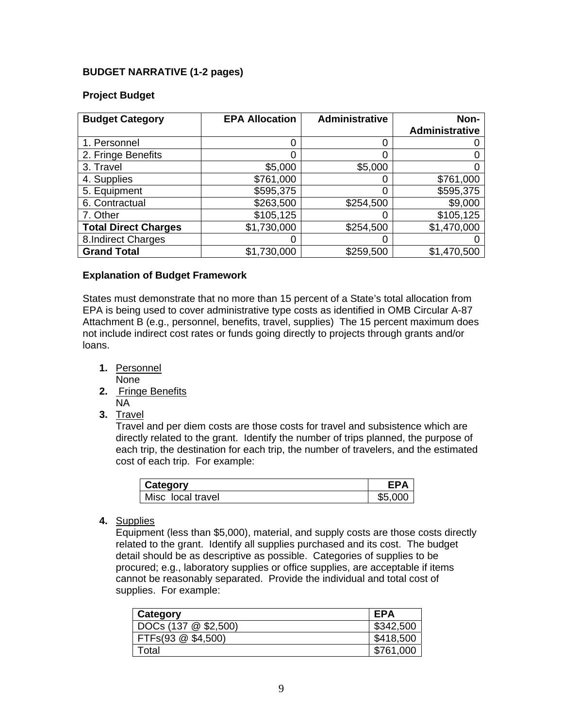**BUDGET NARRATIVE (1-2 pages)**

**Project Budget**

| **Budget Category** | **EPA Allocation** | **Administrative** | **Non-Administrative** |
|---|---:|---:|---:|
| 1. Personnel | 0 | 0 | 0 |
| 2. Fringe Benefits | 0 | 0 | 0 |
| 3. Travel | $5,000 | $5,000 | 0 |
| 4. Supplies | $761,000 | 0 | $761,000 |
| 5. Equipment | $595,375 | 0 | $595,375 |
| 6. Contractual | $263,500 | $254,500 | $9,000 |
| 7. Other | $105,125 | 0 | $105,125 |
| **Total Direct Charges** | $1,730,000 | $254,500 | $1,470,000 |
| 8.Indirect Charges | 0 | 0 | 0 |
| **Grand Total** | $1,730,000 | $259,500 | $1,470,500 |

**Explanation of Budget Framework**

States must demonstrate that no more than 15 percent of a State's total allocation from EPA is being used to cover administrative type costs as identified in OMB Circular A-87 Attachment B (e.g., personnel, benefits, travel, supplies) The 15 percent maximum does not include indirect cost rates or funds going directly to projects through grants and/or loans.

1. Personnel
   None
2. Fringe Benefits
   NA
3. Travel
   Travel and per diem costs are those costs for travel and subsistence which are directly related to the grant. Identify the number of trips planned, the purpose of each trip, the destination for each trip, the number of travelers, and the estimated cost of each trip. For example:

| **Category** | **EPA** |
|---|---:|
| Misc local travel | $5,000 |

4. Supplies
   Equipment (less than $5,000), material, and supply costs are those costs directly related to the grant. Identify all supplies purchased and its cost. The budget detail should be as descriptive as possible. Categories of supplies to be procured; e.g., laboratory supplies or office supplies, are acceptable if items cannot be reasonably separated. Provide the individual and total cost of supplies. For example:

| **Category** | **EPA** |
|---|---|
| DOCs (137 @ $2,500) | $342,500 |
| FTFs(93 @ $4,500) | $418,500 |
| Total | $761,000 |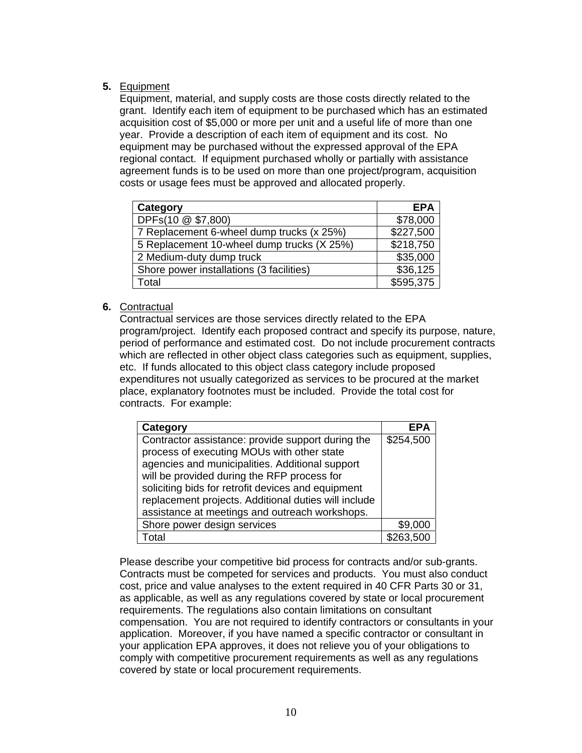5. <u>Equipment</u>

Equipment, material, and supply costs are those costs directly related to the grant. Identify each item of equipment to be purchased which has an estimated acquisition cost of $5,000 or more per unit and a useful life of more than one year. Provide a description of each item of equipment and its cost. No equipment may be purchased without the expressed approval of the EPA regional contact. If equipment purchased wholly or partially with assistance agreement funds is to be used on more than one project/program, acquisition costs or usage fees must be approved and allocated properly.

| Category | EPA |
|---|---:|
| DPFs(10 @ $7,800) | $78,000 |
| 7 Replacement 6-wheel dump trucks (x 25%) | $227,500 |
| 5 Replacement 10-wheel dump trucks (X 25%) | $218,750 |
| 2 Medium-duty dump truck | $35,000 |
| Shore power installations (3 facilities) | $36,125 |
| Total | $595,375 |

6. <u>Contractual</u>

Contractual services are those services directly related to the EPA program/project. Identify each proposed contract and specify its purpose, nature, period of performance and estimated cost. Do not include procurement contracts which are reflected in other object class categories such as equipment, supplies, etc. If funds allocated to this object class category include proposed expenditures not usually categorized as services to be procured at the market place, explanatory footnotes must be included. Provide the total cost for contracts. For example:

| Category | EPA |
|---|---:|
| Contractor assistance: provide support during the process of executing MOUs with other state agencies and municipalities. Additional support will be provided during the RFP process for soliciting bids for retrofit devices and equipment replacement projects. Additional duties will include assistance at meetings and outreach workshops. | $254,500 |
| Shore power design services | $9,000 |
| Total | $263,500 |

Please describe your competitive bid process for contracts and/or sub-grants. Contracts must be competed for services and products. You must also conduct cost, price and value analyses to the extent required in 40 CFR Parts 30 or 31, as applicable, as well as any regulations covered by state or local procurement requirements. The regulations also contain limitations on consultant compensation. You are not required to identify contractors or consultants in your application. Moreover, if you have named a specific contractor or consultant in your application EPA approves, it does not relieve you of your obligations to comply with competitive procurement requirements as well as any regulations covered by state or local procurement requirements.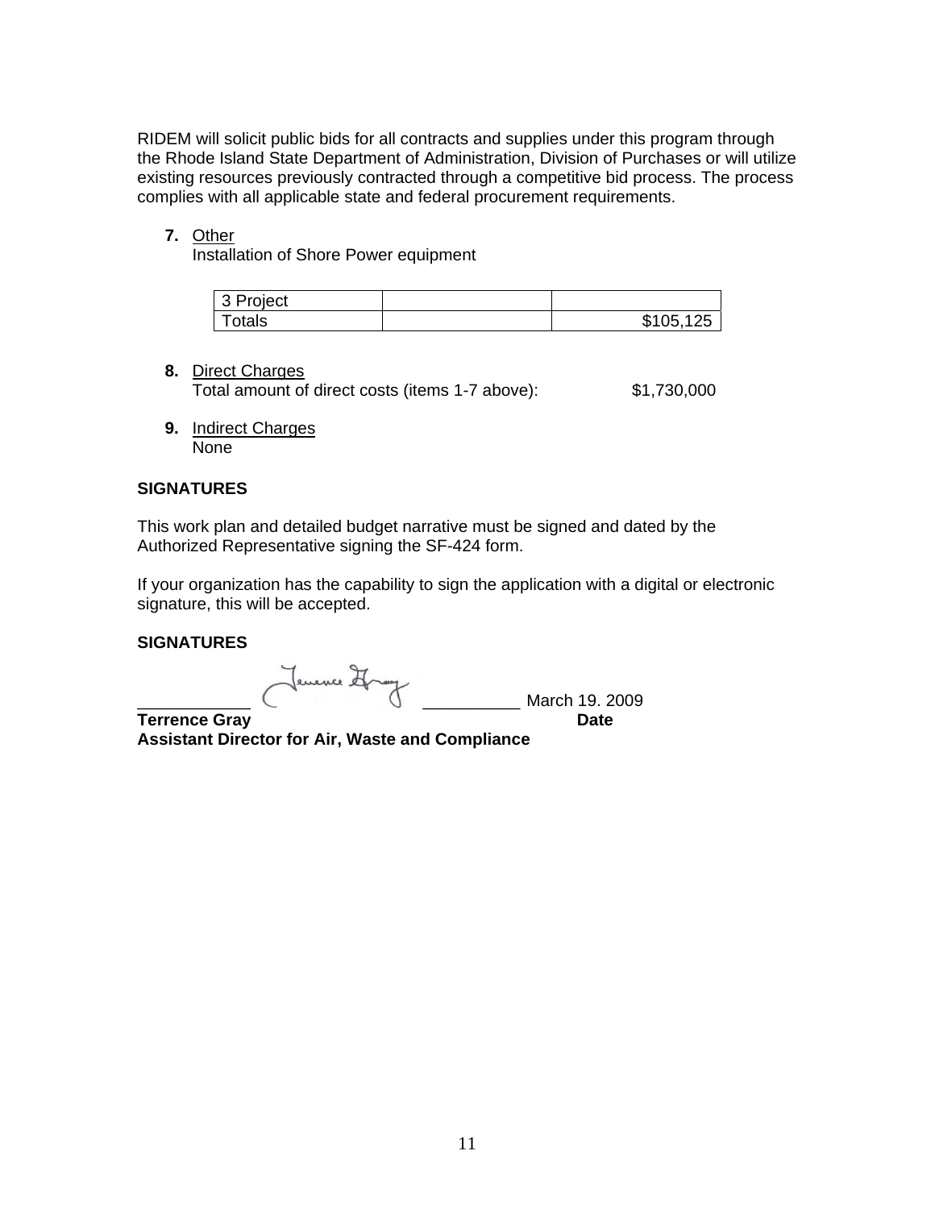RIDEM will solicit public bids for all contracts and supplies under this program through the Rhode Island State Department of Administration, Division of Purchases or will utilize existing resources previously contracted through a competitive bid process. The process complies with all applicable state and federal procurement requirements.

**7.** Other
Installation of Shore Power equipment

| 3 Project | | |
|---|---|---|
| Totals | | $105,125 |

**8.** Direct Charges
Total amount of direct costs (items 1-7 above): $1,730,000

**9.** Indirect Charges
None

**SIGNATURES**

This work plan and detailed budget narrative must be signed and dated by the Authorized Representative signing the SF-424 form.

If your organization has the capability to sign the application with a digital or electronic signature, this will be accepted.

**SIGNATURES**

\_\_\_\_\_\_\_\_\_\_\_\_ Terrence Gray \_\_\_\_\_\_\_\_\_\_ March 19. 2009

**Terrence Gray** **Date**

**Assistant Director for Air, Waste and Compliance**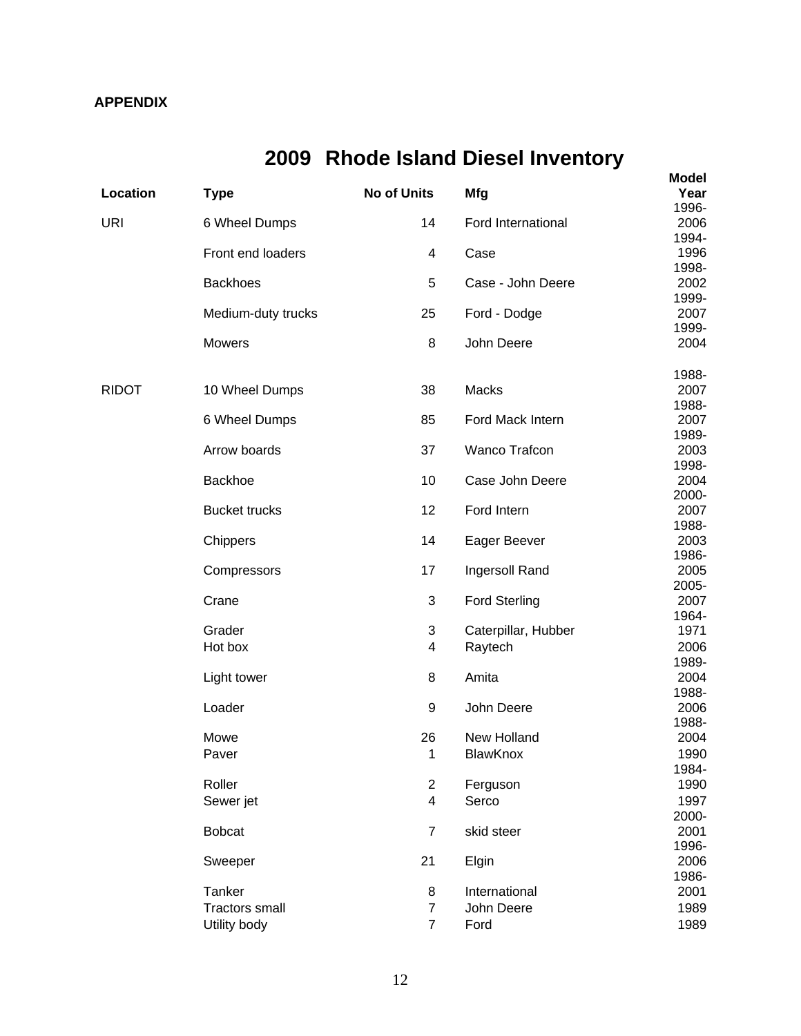**APPENDIX**

# 2009 Rhode Island Diesel Inventory

| Location | Type | No of Units | Mfg | Model Year |
|---|---|---|---|---|
| URI | 6 Wheel Dumps | 14 | Ford International | 1996-2006 |
| | Front end loaders | 4 | Case | 1994-1996 |
| | Backhoes | 5 | Case - John Deere | 1998-2002 |
| | Medium-duty trucks | 25 | Ford - Dodge | 1999-2007 |
| | Mowers | 8 | John Deere | 1999-2004 |
| RIDOT | 10 Wheel Dumps | 38 | Macks | 1988-2007 |
| | 6 Wheel Dumps | 85 | Ford Mack Intern | 1988-2007 |
| | Arrow boards | 37 | Wanco Trafcon | 1989-2003 |
| | Backhoe | 10 | Case John Deere | 1998-2004 |
| | Bucket trucks | 12 | Ford Intern | 2000-2007 |
| | Chippers | 14 | Eager Beever | 1988-2003 |
| | Compressors | 17 | Ingersoll Rand | 1986-2005 |
| | Crane | 3 | Ford Sterling | 2005-2007 |
| | Grader | 3 | Caterpillar, Hubber | 1964-1971 |
| | Hot box | 4 | Raytech | 2006 |
| | Light tower | 8 | Amita | 1989-2004 |
| | Loader | 9 | John Deere | 1988-2006 |
| | Mowe | 26 | New Holland | 1988-2004 |
| | Paver | 1 | BlawKnox | 1990 |
| | Roller | 2 | Ferguson | 1984-1990 |
| | Sewer jet | 4 | Serco | 1997 |
| | Bobcat | 7 | skid steer | 2000-2001 |
| | Sweeper | 21 | Elgin | 1996-2006 |
| | Tanker | 8 | International | 1986-2001 |
| | Tractors small | 7 | John Deere | 1989 |
| | Utility body | 7 | Ford | 1989 |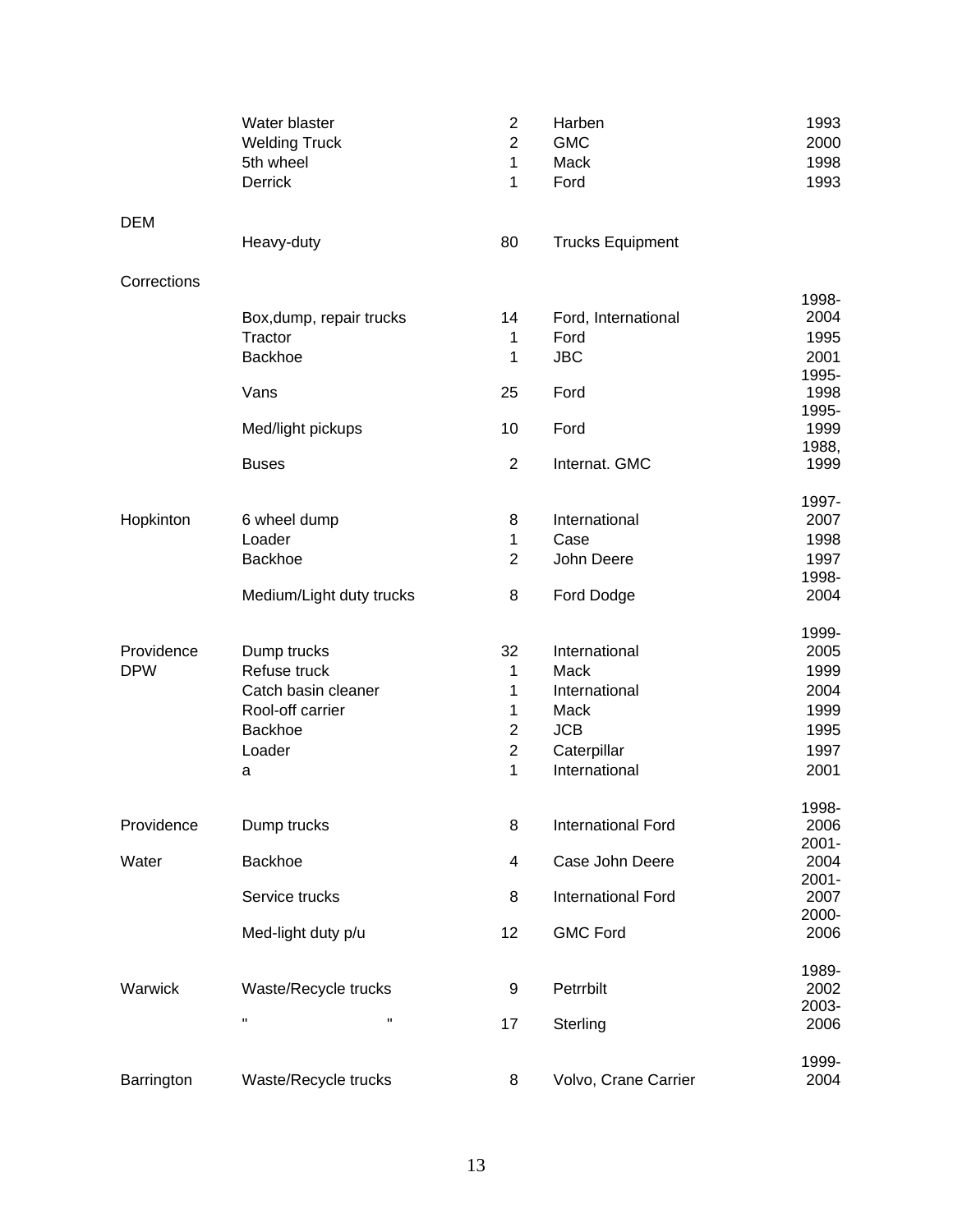| | | | | |
|---|---|---|---|---|
| | Water blaster | 2 | Harben | 1993 |
| | Welding Truck | 2 | GMC | 2000 |
| | 5th wheel | 1 | Mack | 1998 |
| | Derrick | 1 | Ford | 1993 |
| DEM | | | | |
| | Heavy-duty | 80 | Trucks Equipment | |
| Corrections | | | | |
| | Box,dump, repair trucks | 14 | Ford, International | 1998-2004 |
| | Tractor | 1 | Ford | 1995 |
| | Backhoe | 1 | JBC | 2001 |
| | Vans | 25 | Ford | 1995-1998 |
| | Med/light pickups | 10 | Ford | 1995-1999 |
| | Buses | 2 | Internat. GMC | 1988, 1999 |
| Hopkinton | 6 wheel dump | 8 | International | 1997-2007 |
| | Loader | 1 | Case | 1998 |
| | Backhoe | 2 | John Deere | 1997 |
| | Medium/Light duty trucks | 8 | Ford Dodge | 1998-2004 |
| Providence DPW | Dump trucks | 32 | International | 1999-2005 |
| | Refuse truck | 1 | Mack | 1999 |
| | Catch basin cleaner | 1 | International | 2004 |
| | Rool-off carrier | 1 | Mack | 1999 |
| | Backhoe | 2 | JCB | 1995 |
| | Loader | 2 | Caterpillar | 1997 |
| | a | 1 | International | 2001 |
| Providence Water | Dump trucks | 8 | International Ford | 1998-2006 |
| | Backhoe | 4 | Case John Deere | 2001-2004 |
| | Service trucks | 8 | International Ford | 2001-2007 |
| | Med-light duty p/u | 12 | GMC Ford | 2000-2006 |
| Warwick | Waste/Recycle trucks | 9 | Petrrbilt | 1989-2002 |
| | " " | 17 | Sterling | 2003-2006 |
| Barrington | Waste/Recycle trucks | 8 | Volvo, Crane Carrier | 1999-2004 |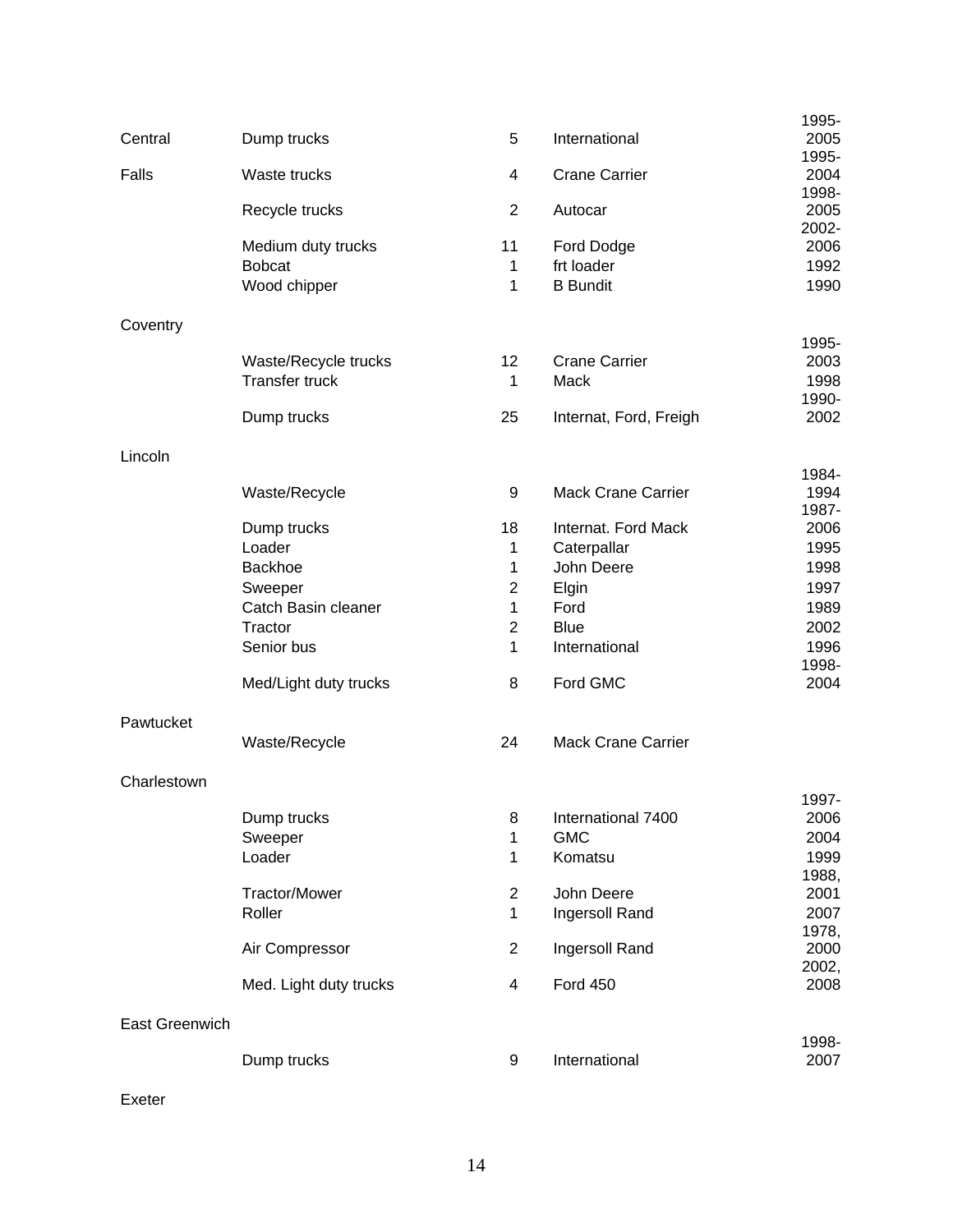| | | | | |
|---|---|---|---|---|
| Central | Dump trucks | 5 | International | 1995-2005 |
| Falls | Waste trucks | 4 | Crane Carrier | 1995-2004 |
| | Recycle trucks | 2 | Autocar | 1998-2005 |
| | Medium duty trucks | 11 | Ford Dodge | 2002-2006 |
| | Bobcat | 1 | frt loader | 1992 |
| | Wood chipper | 1 | B Bundit | 1990 |
| Coventry | | | | |
| | Waste/Recycle trucks | 12 | Crane Carrier | 1995-2003 |
| | Transfer truck | 1 | Mack | 1998 |
| | Dump trucks | 25 | Internat, Ford, Freigh | 1990-2002 |
| Lincoln | | | | |
| | Waste/Recycle | 9 | Mack Crane Carrier | 1984-1994 |
| | Dump trucks | 18 | Internat. Ford Mack | 1987-2006 |
| | Loader | 1 | Caterpallar | 1995 |
| | Backhoe | 1 | John Deere | 1998 |
| | Sweeper | 2 | Elgin | 1997 |
| | Catch Basin cleaner | 1 | Ford | 1989 |
| | Tractor | 2 | Blue | 2002 |
| | Senior bus | 1 | International | 1996 |
| | Med/Light duty trucks | 8 | Ford GMC | 1998-2004 |
| Pawtucket | | | | |
| | Waste/Recycle | 24 | Mack Crane Carrier | |
| Charlestown | | | | |
| | Dump trucks | 8 | International 7400 | 1997-2006 |
| | Sweeper | 1 | GMC | 2004 |
| | Loader | 1 | Komatsu | 1999 |
| | Tractor/Mower | 2 | John Deere | 1988, 2001 |
| | Roller | 1 | Ingersoll Rand | 2007 |
| | Air Compressor | 2 | Ingersoll Rand | 1978, 2000 |
| | Med. Light duty trucks | 4 | Ford 450 | 2002, 2008 |
| East Greenwich | | | | |
| | Dump trucks | 9 | International | 1998-2007 |
| Exeter | | | | |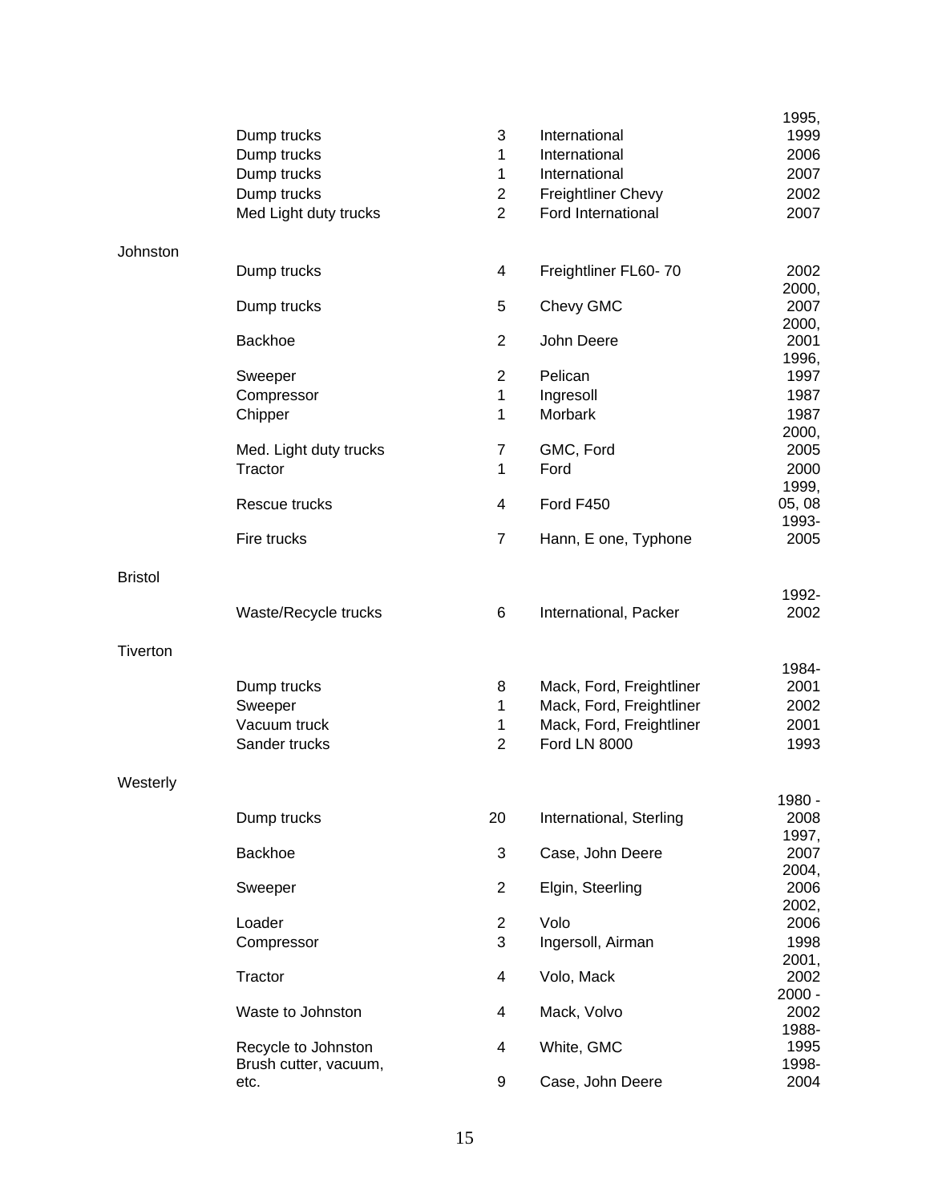| | Equipment | Qty | Make | Year |
|---|---|---|---|---|
| | Dump trucks | 3 | International | 1995, 1999 |
| | Dump trucks | 1 | International | 2006 |
| | Dump trucks | 1 | International | 2007 |
| | Dump trucks | 2 | Freightliner Chevy | 2002 |
| | Med Light duty trucks | 2 | Ford International | 2007 |
| Johnston | | | | |
| | Dump trucks | 4 | Freightliner FL60- 70 | 2002 |
| | Dump trucks | 5 | Chevy GMC | 2000, 2007 |
| | Backhoe | 2 | John Deere | 2000, 2001 |
| | Sweeper | 2 | Pelican | 1996, 1997 |
| | Compressor | 1 | Ingresoll | 1987 |
| | Chipper | 1 | Morbark | 1987 |
| | Med. Light duty trucks | 7 | GMC, Ford | 2000, 2005 |
| | Tractor | 1 | Ford | 2000 |
| | Rescue trucks | 4 | Ford F450 | 1999, 05, 08 |
| | Fire trucks | 7 | Hann, E one, Typhone | 1993-2005 |
| Bristol | | | | |
| | Waste/Recycle trucks | 6 | International, Packer | 1992-2002 |
| Tiverton | | | | |
| | Dump trucks | 8 | Mack, Ford, Freightliner | 1984-2001 |
| | Sweeper | 1 | Mack, Ford, Freightliner | 2002 |
| | Vacuum truck | 1 | Mack, Ford, Freightliner | 2001 |
| | Sander trucks | 2 | Ford LN 8000 | 1993 |
| Westerly | | | | |
| | Dump trucks | 20 | International, Sterling | 1980 - 2008 |
| | Backhoe | 3 | Case, John Deere | 1997, 2007 |
| | Sweeper | 2 | Elgin, Steerling | 2004, 2006 |
| | Loader | 2 | Volo | 2002, 2006 |
| | Compressor | 3 | Ingersoll, Airman | 1998 |
| | Tractor | 4 | Volo, Mack | 2001, 2002 |
| | Waste to Johnston | 4 | Mack, Volvo | 2000 - 2002 |
| | Recycle to Johnston | 4 | White, GMC | 1988-1995 |
| | Brush cutter, vacuum, etc. | 9 | Case, John Deere | 1998-2004 |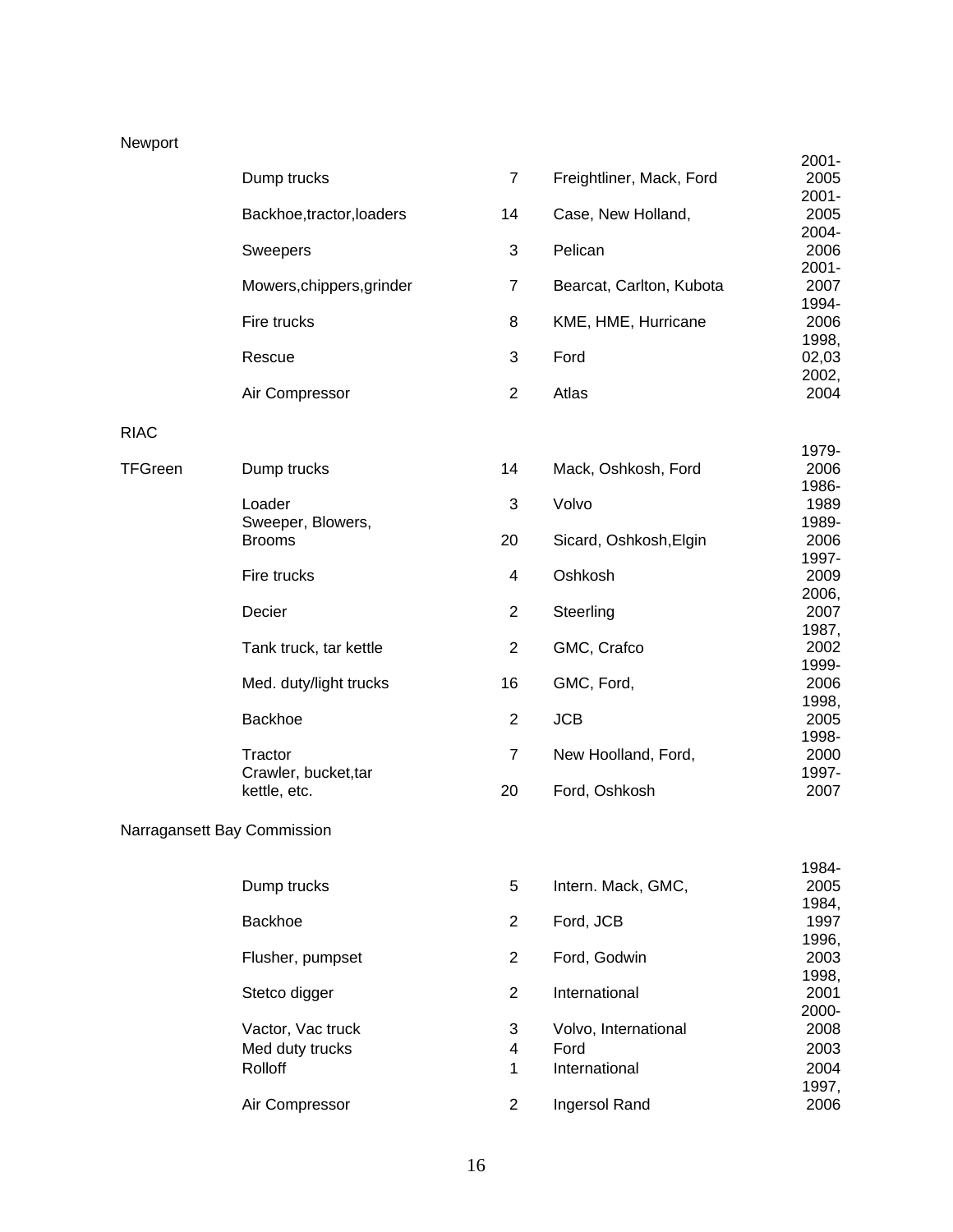| | | | | |
|---|---|---|---|---|
| Newport | | | | |
| | Dump trucks | 7 | Freightliner, Mack, Ford | 2001-2005 |
| | Backhoe,tractor,loaders | 14 | Case, New Holland, | 2001-2005 |
| | Sweepers | 3 | Pelican | 2004-2006 |
| | Mowers,chippers,grinder | 7 | Bearcat, Carlton, Kubota | 2001-2007 |
| | Fire trucks | 8 | KME, HME, Hurricane | 1994-2006 |
| | Rescue | 3 | Ford | 1998, 02,03 |
| | Air Compressor | 2 | Atlas | 2002, 2004 |
| RIAC | | | | |
| TFGreen | Dump trucks | 14 | Mack, Oshkosh, Ford | 1979-2006 |
| | Loader | 3 | Volvo | 1986-1989 |
| | Sweeper, Blowers, Brooms | 20 | Sicard, Oshkosh,Elgin | 1989-2006 |
| | Fire trucks | 4 | Oshkosh | 1997-2009 |
| | Decier | 2 | Steerling | 2006, 2007 |
| | Tank truck, tar kettle | 2 | GMC, Crafco | 1987, 2002 |
| | Med. duty/light trucks | 16 | GMC, Ford, | 1999-2006 |
| | Backhoe | 2 | JCB | 1998, 2005 |
| | Tractor | 7 | New Hoolland, Ford, | 1998-2000 |
| | Crawler, bucket,tar kettle, etc. | 20 | Ford, Oshkosh | 1997-2007 |
| Narragansett Bay Commission | | | | |
| | Dump trucks | 5 | Intern. Mack, GMC, | 1984-2005 |
| | Backhoe | 2 | Ford, JCB | 1984, 1997 |
| | Flusher, pumpset | 2 | Ford, Godwin | 1996, 2003 |
| | Stetco digger | 2 | International | 1998, 2001 |
| | Vactor, Vac truck | 3 | Volvo, International | 2000-2008 |
| | Med duty trucks | 4 | Ford | 2003 |
| | Rolloff | 1 | International | 2004 |
| | Air Compressor | 2 | Ingersol Rand | 1997, 2006 |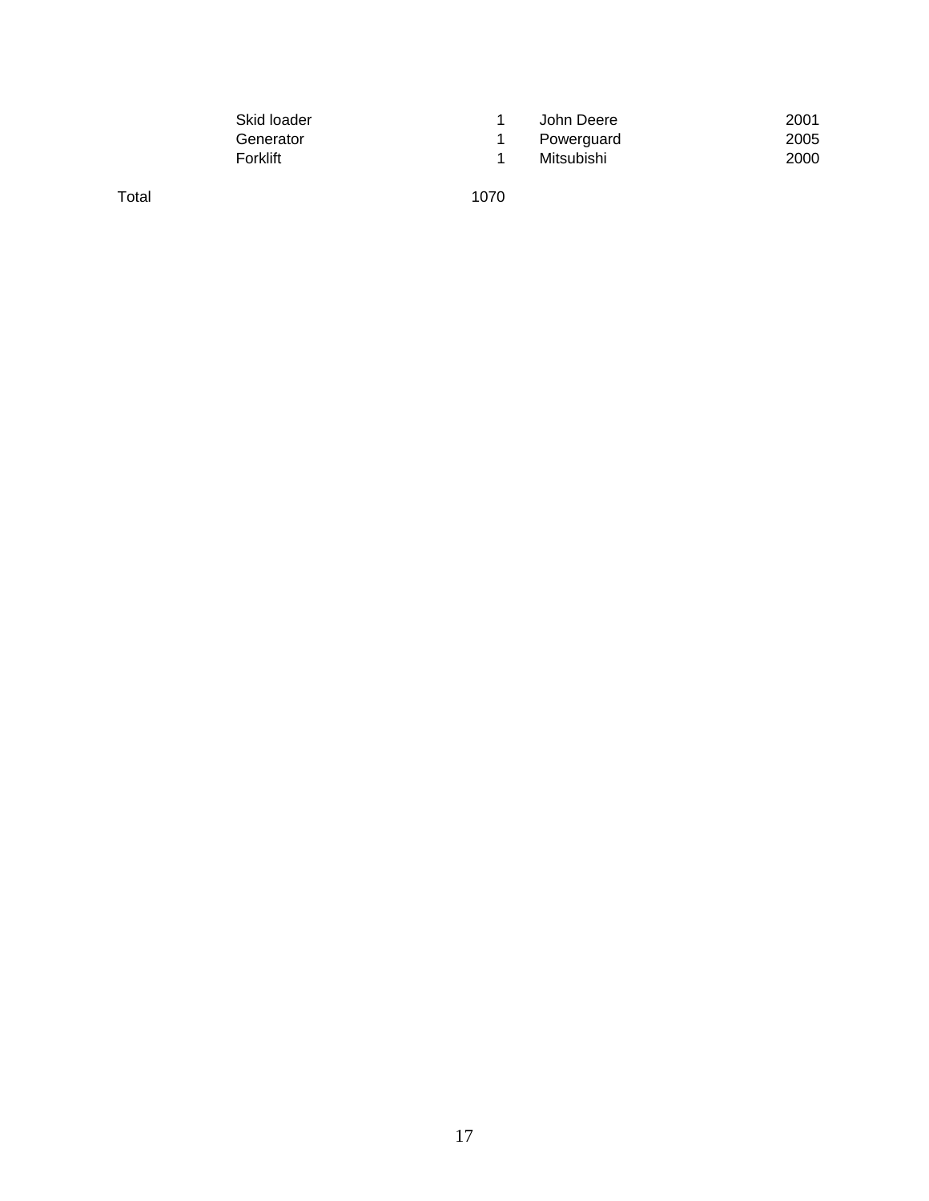|  | Item | Qty | Make | Year |
|---|---|---|---|---|
|  | Skid loader | 1 | John Deere | 2001 |
|  | Generator | 1 | Powerguard | 2005 |
|  | Forklift | 1 | Mitsubishi | 2000 |
| Total |  | 1070 |  |  |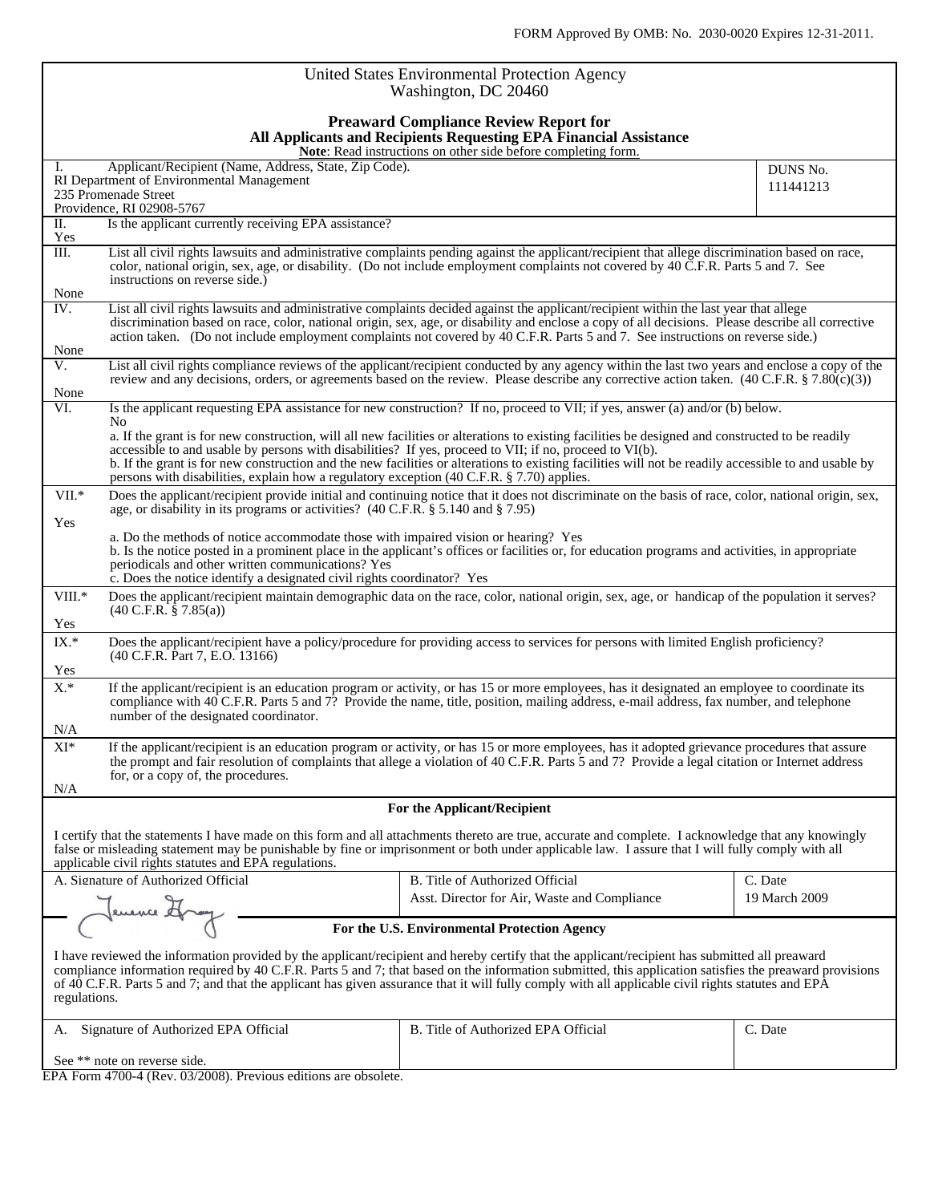FORM Approved By OMB: No. 2030-0020 Expires 12-31-2011.

United States Environmental Protection Agency
Washington, DC 20460

**Preaward Compliance Review Report for**
**All Applicants and Recipients Requesting EPA Financial Assistance**
**Note**: Read instructions on other side before completing form.

| I. Applicant/Recipient (Name, Address, State, Zip Code). | DUNS No. |
|---|---|
| RI Department of Environmental Management<br>235 Promenade Street<br>Providence, RI 02908-5767 | 111441213 |

II. Is the applicant currently receiving EPA assistance?
Yes

III. List all civil rights lawsuits and administrative complaints pending against the applicant/recipient that allege discrimination based on race, color, national origin, sex, age, or disability. (Do not include employment complaints not covered by 40 C.F.R. Parts 5 and 7. See instructions on reverse side.)
None

IV. List all civil rights lawsuits and administrative complaints decided against the applicant/recipient within the last year that allege discrimination based on race, color, national origin, sex, age, or disability and enclose a copy of all decisions. Please describe all corrective action taken. (Do not include employment complaints not covered by 40 C.F.R. Parts 5 and 7. See instructions on reverse side.)
None

V. List all civil rights compliance reviews of the applicant/recipient conducted by any agency within the last two years and enclose a copy of the review and any decisions, orders, or agreements based on the review. Please describe any corrective action taken. (40 C.F.R. § 7.80(c)(3))
None

VI. Is the applicant requesting EPA assistance for new construction? If no, proceed to VII; if yes, answer (a) and/or (b) below.
No
a. If the grant is for new construction, will all new facilities or alterations to existing facilities be designed and constructed to be readily accessible to and usable by persons with disabilities? If yes, proceed to VII; if no, proceed to VI(b).
b. If the grant is for new construction and the new facilities or alterations to existing facilities will not be readily accessible to and usable by persons with disabilities, explain how a regulatory exception (40 C.F.R. § 7.70) applies.

VII.* Does the applicant/recipient provide initial and continuing notice that it does not discriminate on the basis of race, color, national origin, sex, age, or disability in its programs or activities? (40 C.F.R. § 5.140 and § 7.95)
Yes
a. Do the methods of notice accommodate those with impaired vision or hearing? Yes
b. Is the notice posted in a prominent place in the applicant's offices or facilities or, for education programs and activities, in appropriate periodicals and other written communications? Yes
c. Does the notice identify a designated civil rights coordinator? Yes

VIII.* Does the applicant/recipient maintain demographic data on the race, color, national origin, sex, age, or handicap of the population it serves? (40 C.F.R. § 7.85(a))
Yes

IX.* Does the applicant/recipient have a policy/procedure for providing access to services for persons with limited English proficiency? (40 C.F.R. Part 7, E.O. 13166)
Yes

X.* If the applicant/recipient is an education program or activity, or has 15 or more employees, has it designated an employee to coordinate its compliance with 40 C.F.R. Parts 5 and 7? Provide the name, title, position, mailing address, e-mail address, fax number, and telephone number of the designated coordinator.
N/A

XI* If the applicant/recipient is an education program or activity, or has 15 or more employees, has it adopted grievance procedures that assure the prompt and fair resolution of complaints that allege a violation of 40 C.F.R. Parts 5 and 7? Provide a legal citation or Internet address for, or a copy of, the procedures.
N/A

**For the Applicant/Recipient**

I certify that the statements I have made on this form and all attachments thereto are true, accurate and complete. I acknowledge that any knowingly false or misleading statement may be punishable by fine or imprisonment or both under applicable law. I assure that I will fully comply with all applicable civil rights statutes and EPA regulations.

| A. Signature of Authorized Official | B. Title of Authorized Official | C. Date |
|---|---|---|
| Terrence Gray (signature) | Asst. Director for Air, Waste and Compliance | 19 March 2009 |

**For the U.S. Environmental Protection Agency**

I have reviewed the information provided by the applicant/recipient and hereby certify that the applicant/recipient has submitted all preaward compliance information required by 40 C.F.R. Parts 5 and 7; that based on the information submitted, this application satisfies the preaward provisions of 40 C.F.R. Parts 5 and 7; and that the applicant has given assurance that it will fully comply with all applicable civil rights statutes and EPA regulations.

| A. Signature of Authorized EPA Official | B. Title of Authorized EPA Official | C. Date |
|---|---|---|
| See ** note on reverse side. | | |

EPA Form 4700-4 (Rev. 03/2008). Previous editions are obsolete.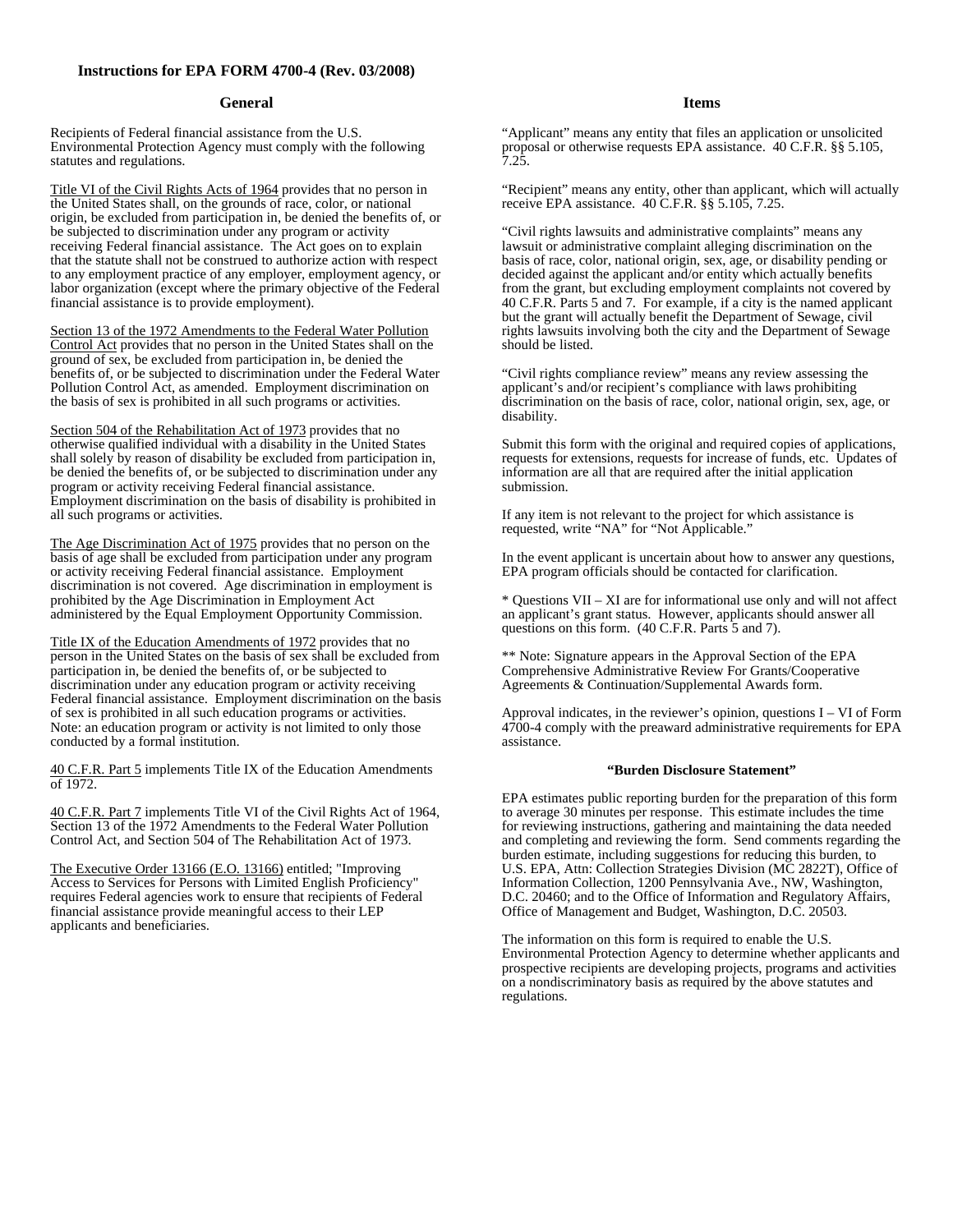## Instructions for EPA FORM 4700-4 (Rev. 03/2008)

### General

Recipients of Federal financial assistance from the U.S. Environmental Protection Agency must comply with the following statutes and regulations.

Title VI of the Civil Rights Acts of 1964 provides that no person in the United States shall, on the grounds of race, color, or national origin, be excluded from participation in, be denied the benefits of, or be subjected to discrimination under any program or activity receiving Federal financial assistance. The Act goes on to explain that the statute shall not be construed to authorize action with respect to any employment practice of any employer, employment agency, or labor organization (except where the primary objective of the Federal financial assistance is to provide employment).

Section 13 of the 1972 Amendments to the Federal Water Pollution Control Act provides that no person in the United States shall on the ground of sex, be excluded from participation in, be denied the benefits of, or be subjected to discrimination under the Federal Water Pollution Control Act, as amended. Employment discrimination on the basis of sex is prohibited in all such programs or activities.

Section 504 of the Rehabilitation Act of 1973 provides that no otherwise qualified individual with a disability in the United States shall solely by reason of disability be excluded from participation in, be denied the benefits of, or be subjected to discrimination under any program or activity receiving Federal financial assistance. Employment discrimination on the basis of disability is prohibited in all such programs or activities.

The Age Discrimination Act of 1975 provides that no person on the basis of age shall be excluded from participation under any program or activity receiving Federal financial assistance. Employment discrimination is not covered. Age discrimination in employment is prohibited by the Age Discrimination in Employment Act administered by the Equal Employment Opportunity Commission.

Title IX of the Education Amendments of 1972 provides that no person in the United States on the basis of sex shall be excluded from participation in, be denied the benefits of, or be subjected to discrimination under any education program or activity receiving Federal financial assistance. Employment discrimination on the basis of sex is prohibited in all such education programs or activities. Note: an education program or activity is not limited to only those conducted by a formal institution.

40 C.F.R. Part 5 implements Title IX of the Education Amendments of 1972.

40 C.F.R. Part 7 implements Title VI of the Civil Rights Act of 1964, Section 13 of the 1972 Amendments to the Federal Water Pollution Control Act, and Section 504 of The Rehabilitation Act of 1973.

The Executive Order 13166 (E.O. 13166) entitled; "Improving Access to Services for Persons with Limited English Proficiency" requires Federal agencies work to ensure that recipients of Federal financial assistance provide meaningful access to their LEP applicants and beneficiaries.

### Items

"Applicant" means any entity that files an application or unsolicited proposal or otherwise requests EPA assistance. 40 C.F.R. §§ 5.105, 7.25.

"Recipient" means any entity, other than applicant, which will actually receive EPA assistance. 40 C.F.R. §§ 5.105, 7.25.

"Civil rights lawsuits and administrative complaints" means any lawsuit or administrative complaint alleging discrimination on the basis of race, color, national origin, sex, age, or disability pending or decided against the applicant and/or entity which actually benefits from the grant, but excluding employment complaints not covered by 40 C.F.R. Parts 5 and 7. For example, if a city is the named applicant but the grant will actually benefit the Department of Sewage, civil rights lawsuits involving both the city and the Department of Sewage should be listed.

"Civil rights compliance review" means any review assessing the applicant's and/or recipient's compliance with laws prohibiting discrimination on the basis of race, color, national origin, sex, age, or disability.

Submit this form with the original and required copies of applications, requests for extensions, requests for increase of funds, etc. Updates of information are all that are required after the initial application submission.

If any item is not relevant to the project for which assistance is requested, write "NA" for "Not Applicable."

In the event applicant is uncertain about how to answer any questions, EPA program officials should be contacted for clarification.

* Questions VII – XI are for informational use only and will not affect an applicant's grant status. However, applicants should answer all questions on this form. (40 C.F.R. Parts 5 and 7).

** Note: Signature appears in the Approval Section of the EPA Comprehensive Administrative Review For Grants/Cooperative Agreements & Continuation/Supplemental Awards form.

Approval indicates, in the reviewer's opinion, questions I – VI of Form 4700-4 comply with the preaward administrative requirements for EPA assistance.

#### "Burden Disclosure Statement"

EPA estimates public reporting burden for the preparation of this form to average 30 minutes per response. This estimate includes the time for reviewing instructions, gathering and maintaining the data needed and completing and reviewing the form. Send comments regarding the burden estimate, including suggestions for reducing this burden, to U.S. EPA, Attn: Collection Strategies Division (MC 2822T), Office of Information Collection, 1200 Pennsylvania Ave., NW, Washington, D.C. 20460; and to the Office of Information and Regulatory Affairs, Office of Management and Budget, Washington, D.C. 20503.

The information on this form is required to enable the U.S. Environmental Protection Agency to determine whether applicants and prospective recipients are developing projects, programs and activities on a nondiscriminatory basis as required by the above statutes and regulations.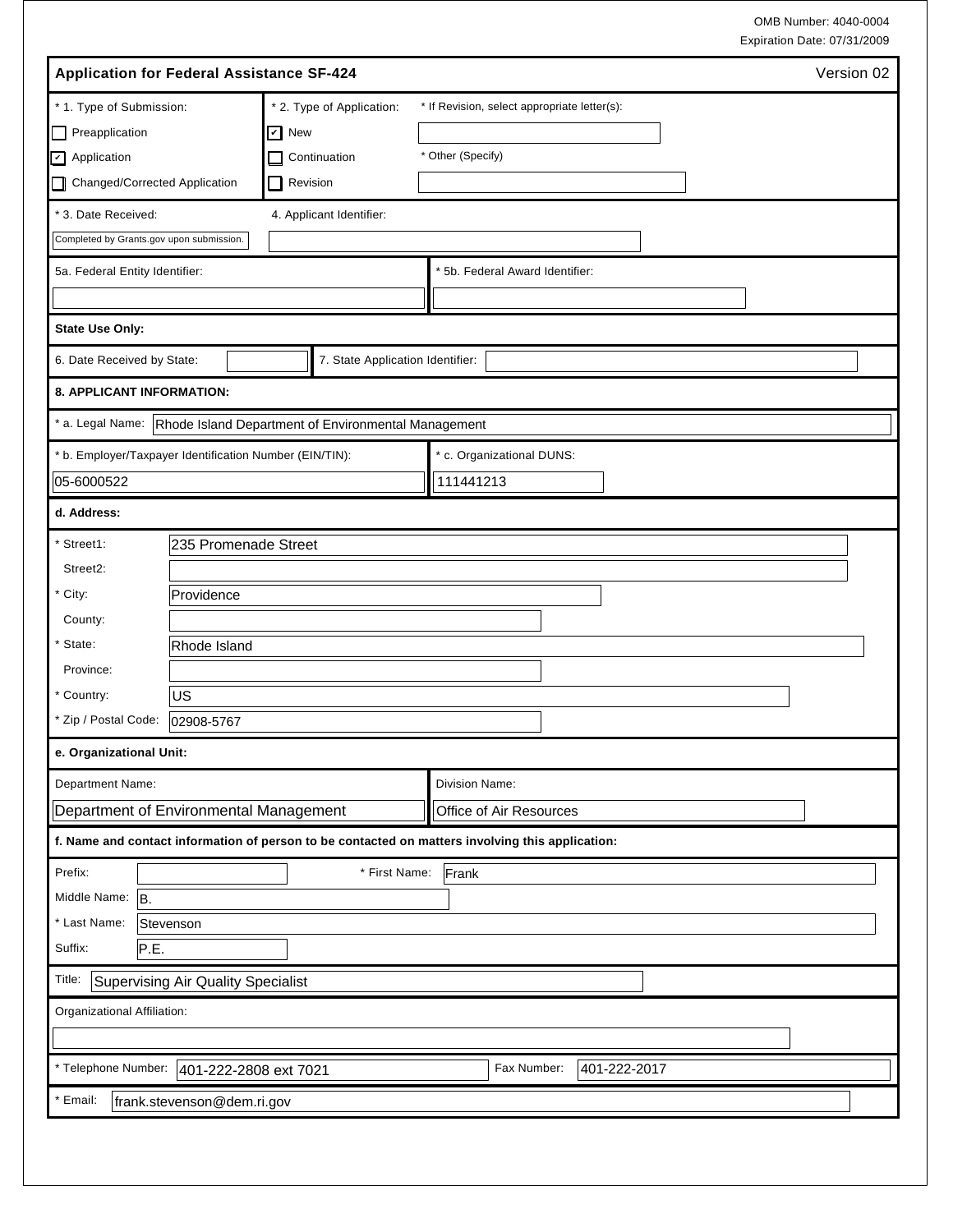OMB Number: 4040-0004
Expiration Date: 07/31/2009

## Application for Federal Assistance SF-424

Version 02

**\* 1. Type of Submission:**

- [ ] Preapplication
- [x] Application
- [ ] Changed/Corrected Application

**\* 2. Type of Application:**

- [x] New
- [ ] Continuation
- [ ] Revision

\* If Revision, select appropriate letter(s):

\* Other (Specify)

**\* 3. Date Received:** Completed by Grants.gov upon submission.

**4. Applicant Identifier:**

**5a. Federal Entity Identifier:**

**\* 5b. Federal Award Identifier:**

### State Use Only:

6. Date Received by State:

7. State Application Identifier:

### 8. APPLICANT INFORMATION:

**\* a. Legal Name:** Rhode Island Department of Environmental Management

**\* b. Employer/Taxpayer Identification Number (EIN/TIN):** 05-6000522

**\* c. Organizational DUNS:** 111441213

**d. Address:**

| Field | Value |
|---|---|
| \* Street1: | 235 Promenade Street |
| Street2: | |
| \* City: | Providence |
| County: | |
| \* State: | Rhode Island |
| Province: | |
| \* Country: | US |
| \* Zip / Postal Code: | 02908-5767 |

**e. Organizational Unit:**

| Department Name: | Division Name: |
|---|---|
| Department of Environmental Management | Office of Air Resources |

**f. Name and contact information of person to be contacted on matters involving this application:**

| Field | Value |
|---|---|
| Prefix: | |
| \* First Name: | Frank |
| Middle Name: | B. |
| \* Last Name: | Stevenson |
| Suffix: | P.E. |

**Title:** Supervising Air Quality Specialist

**Organizational Affiliation:**

**\* Telephone Number:** 401-222-2808 ext 7021

**Fax Number:** 401-222-2017

**\* Email:** frank.stevenson@dem.ri.gov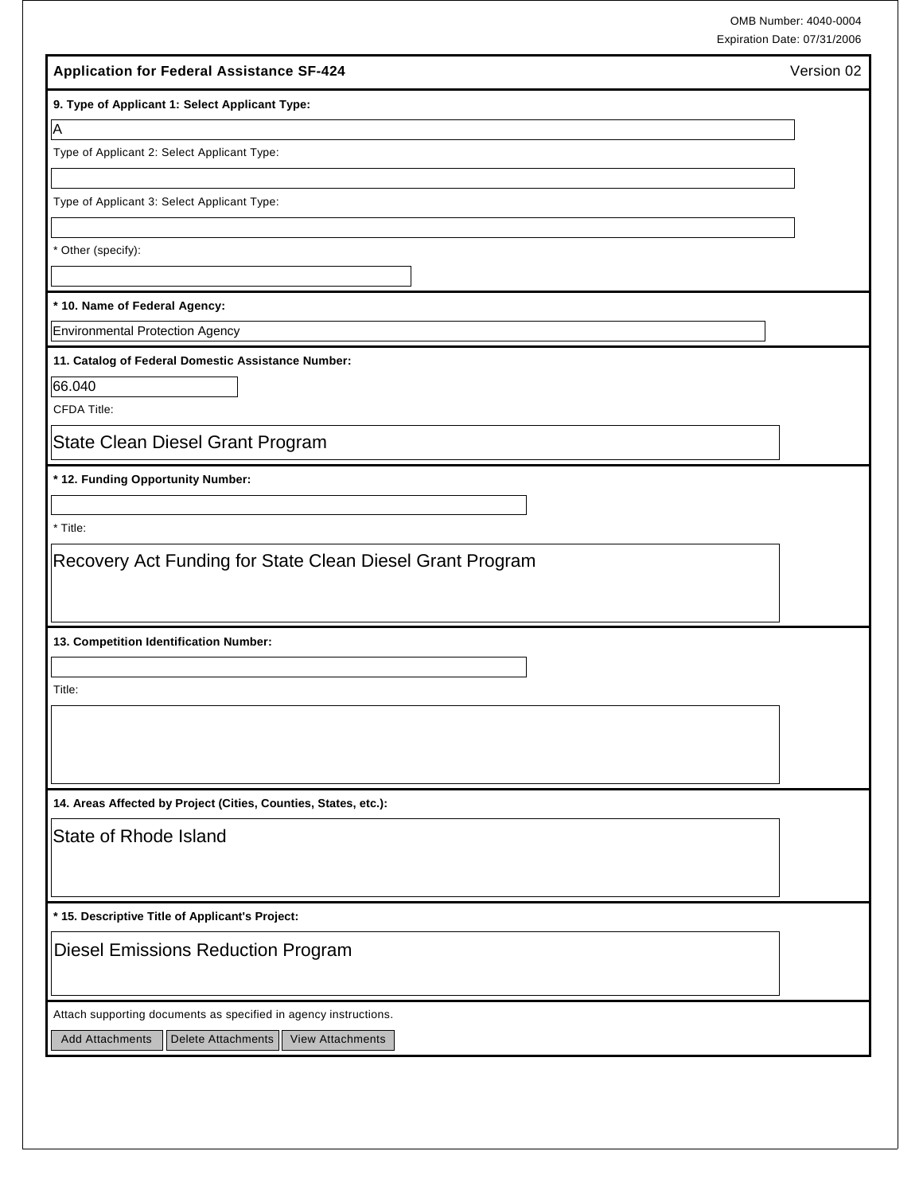OMB Number: 4040-0004
Expiration Date: 07/31/2006

## Application for Federal Assistance SF-424

Version 02

**9. Type of Applicant 1: Select Applicant Type:**

A

Type of Applicant 2: Select Applicant Type:

Type of Applicant 3: Select Applicant Type:

* Other (specify):

**\* 10. Name of Federal Agency:**

Environmental Protection Agency

**11. Catalog of Federal Domestic Assistance Number:**

66.040

CFDA Title:

State Clean Diesel Grant Program

**\* 12. Funding Opportunity Number:**

* Title:

Recovery Act Funding for State Clean Diesel Grant Program

**13. Competition Identification Number:**

Title:

**14. Areas Affected by Project (Cities, Counties, States, etc.):**

State of Rhode Island

**\* 15. Descriptive Title of Applicant's Project:**

Diesel Emissions Reduction Program

Attach supporting documents as specified in agency instructions.

Add Attachments | Delete Attachments | View Attachments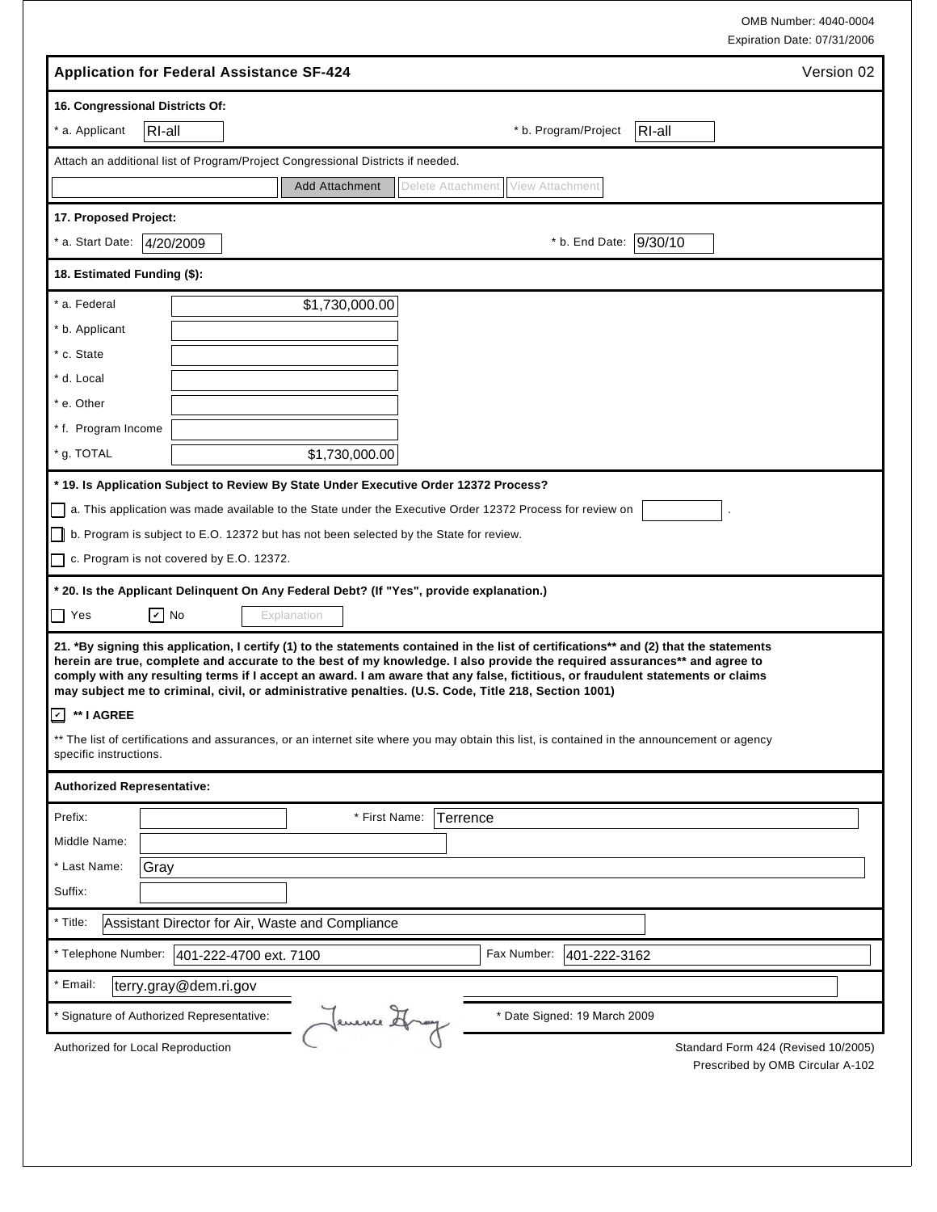OMB Number: 4040-0004
Expiration Date: 07/31/2006

## Application for Federal Assistance SF-424

Version 02

**16. Congressional Districts Of:**

* a. Applicant: RI-all

* b. Program/Project: RI-all

Attach an additional list of Program/Project Congressional Districts if needed.

Add Attachment | Delete Attachment | View Attachment

**17. Proposed Project:**

* a. Start Date: 4/20/2009

* b. End Date: 9/30/10

**18. Estimated Funding ($):**

| | |
|---|---|
| * a. Federal | $1,730,000.00 |
| * b. Applicant | |
| * c. State | |
| * d. Local | |
| * e. Other | |
| * f. Program Income | |
| * g. TOTAL | $1,730,000.00 |

**\* 19. Is Application Subject to Review By State Under Executive Order 12372 Process?**

☐ a. This application was made available to the State under the Executive Order 12372 Process for review on ________ .

☐ b. Program is subject to E.O. 12372 but has not been selected by the State for review.

☐ c. Program is not covered by E.O. 12372.

**\* 20. Is the Applicant Delinquent On Any Federal Debt? (If "Yes", provide explanation.)**

☐ Yes ☑ No Explanation

**21. \*By signing this application, I certify (1) to the statements contained in the list of certifications\*\* and (2) that the statements herein are true, complete and accurate to the best of my knowledge. I also provide the required assurances\*\* and agree to comply with any resulting terms if I accept an award. I am aware that any false, fictitious, or fraudulent statements or claims may subject me to criminal, civil, or administrative penalties. (U.S. Code, Title 218, Section 1001)**

☑ **\*\* I AGREE**

\*\* The list of certifications and assurances, or an internet site where you may obtain this list, is contained in the announcement or agency specific instructions.

**Authorized Representative:**

Prefix:

* First Name: Terrence

Middle Name:

* Last Name: Gray

Suffix:

* Title: Assistant Director for Air, Waste and Compliance

* Telephone Number: 401-222-4700 ext. 7100

Fax Number: 401-222-3162

* Email: terry.gray@dem.ri.gov

* Signature of Authorized Representative: Terrence Gray

* Date Signed: 19 March 2009

Authorized for Local Reproduction

Standard Form 424 (Revised 10/2005)
Prescribed by OMB Circular A-102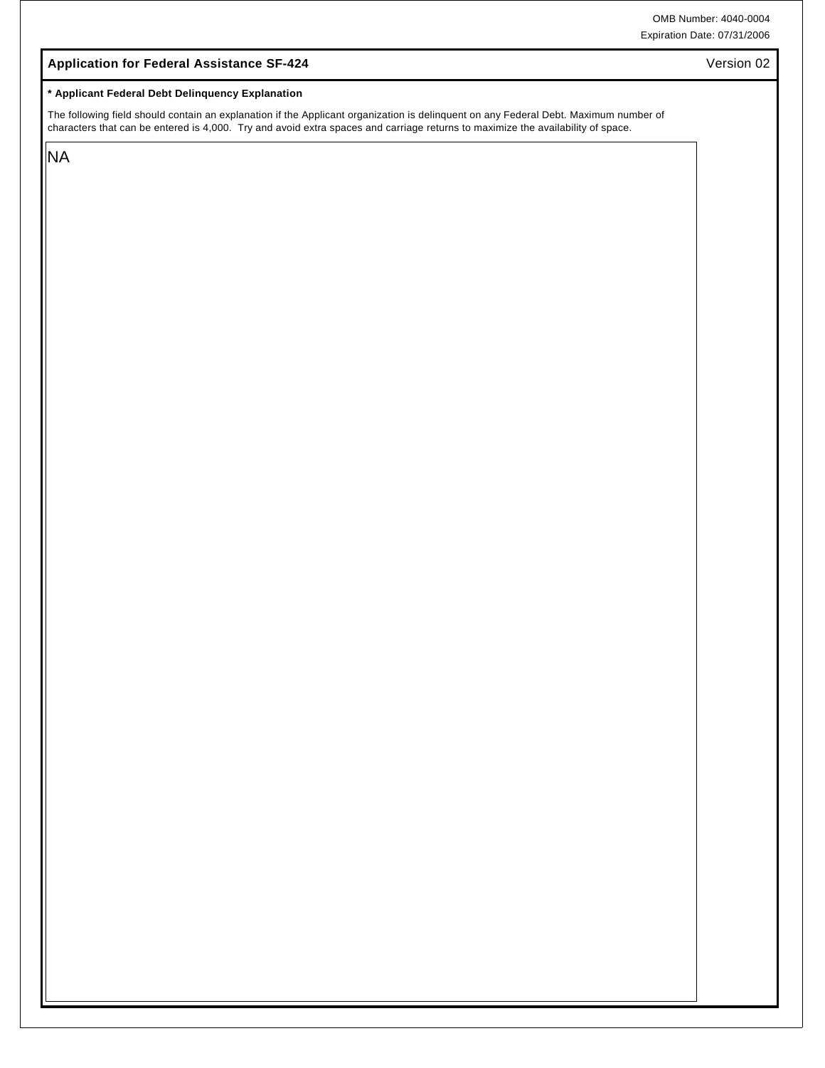OMB Number: 4040-0004
Expiration Date: 07/31/2006

## Application for Federal Assistance SF-424

Version 02

**\* Applicant Federal Debt Delinquency Explanation**

The following field should contain an explanation if the Applicant organization is delinquent on any Federal Debt. Maximum number of characters that can be entered is 4,000. Try and avoid extra spaces and carriage returns to maximize the availability of space.

NA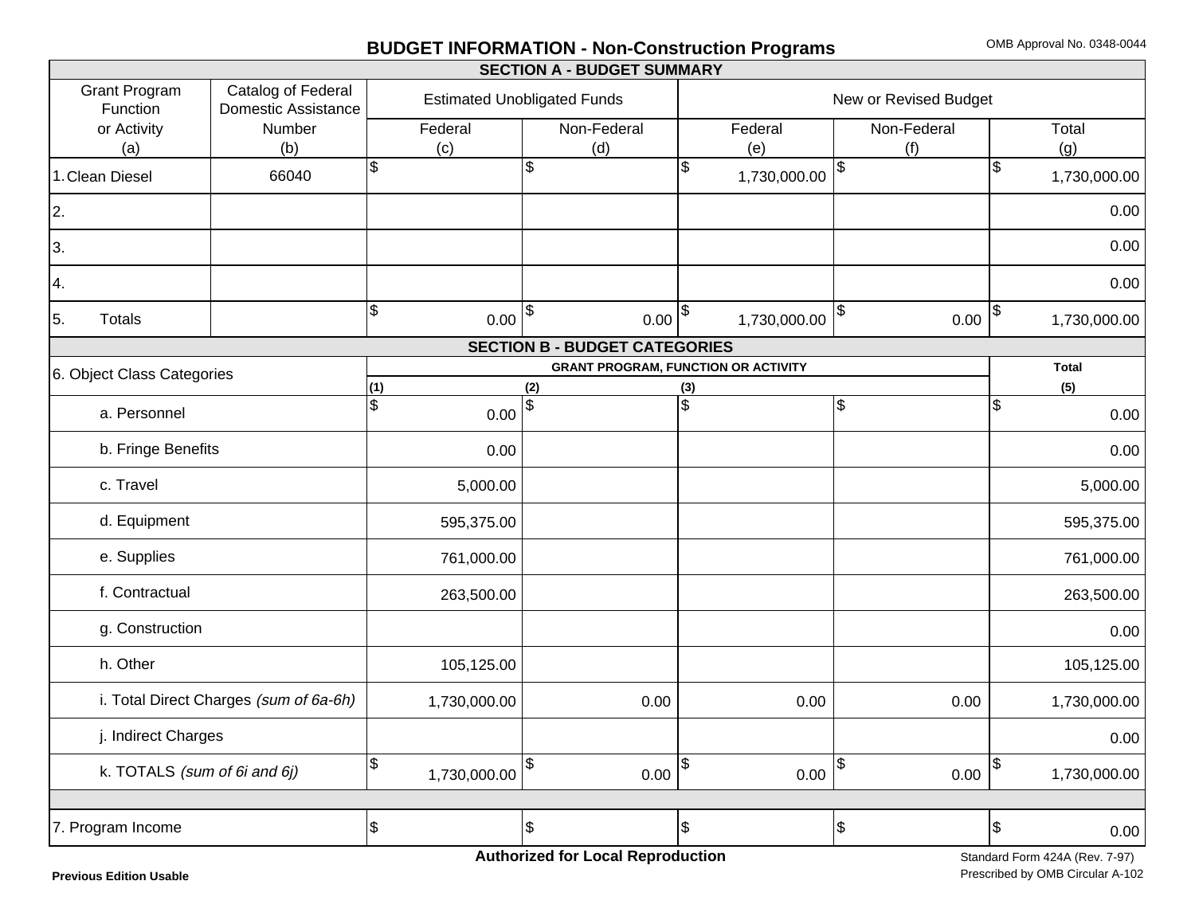# BUDGET INFORMATION - Non-Construction Programs

OMB Approval No. 0348-0044

## SECTION A - BUDGET SUMMARY

| Grant Program Function or Activity (a) | Catalog of Federal Domestic Assistance Number (b) | Estimated Unobligated Funds Federal (c) | Estimated Unobligated Funds Non-Federal (d) | New or Revised Budget Federal (e) | New or Revised Budget Non-Federal (f) | New or Revised Budget Total (g) |
|---|---|---|---|---|---|---|
| 1. Clean Diesel | 66040 | $ | $ | $ 1,730,000.00 | $ | $ 1,730,000.00 |
| 2. | | | | | | 0.00 |
| 3. | | | | | | 0.00 |
| 4. | | | | | | 0.00 |
| 5. Totals | | $ 0.00 | $ 0.00 | $ 1,730,000.00 | $ 0.00 | $ 1,730,000.00 |

## SECTION B - BUDGET CATEGORIES

| 6. Object Class Categories | GRANT PROGRAM, FUNCTION OR ACTIVITY (1) | (2) | (3) | (4) | Total (5) |
|---|---|---|---|---|---|
| a. Personnel | $ 0.00 | $ | $ | $ | $ 0.00 |
| b. Fringe Benefits | 0.00 | | | | 0.00 |
| c. Travel | 5,000.00 | | | | 5,000.00 |
| d. Equipment | 595,375.00 | | | | 595,375.00 |
| e. Supplies | 761,000.00 | | | | 761,000.00 |
| f. Contractual | 263,500.00 | | | | 263,500.00 |
| g. Construction | | | | | 0.00 |
| h. Other | 105,125.00 | | | | 105,125.00 |
| i. Total Direct Charges *(sum of 6a-6h)* | 1,730,000.00 | 0.00 | 0.00 | 0.00 | 1,730,000.00 |
| j. Indirect Charges | | | | | 0.00 |
| k. TOTALS *(sum of 6i and 6j)* | $ 1,730,000.00 | $ 0.00 | $ 0.00 | $ 0.00 | $ 1,730,000.00 |
| 7. Program Income | $ | $ | $ | $ | $ 0.00 |

**Authorized for Local Reproduction**

**Previous Edition Usable**

Standard Form 424A (Rev. 7-97)
Prescribed by OMB Circular A-102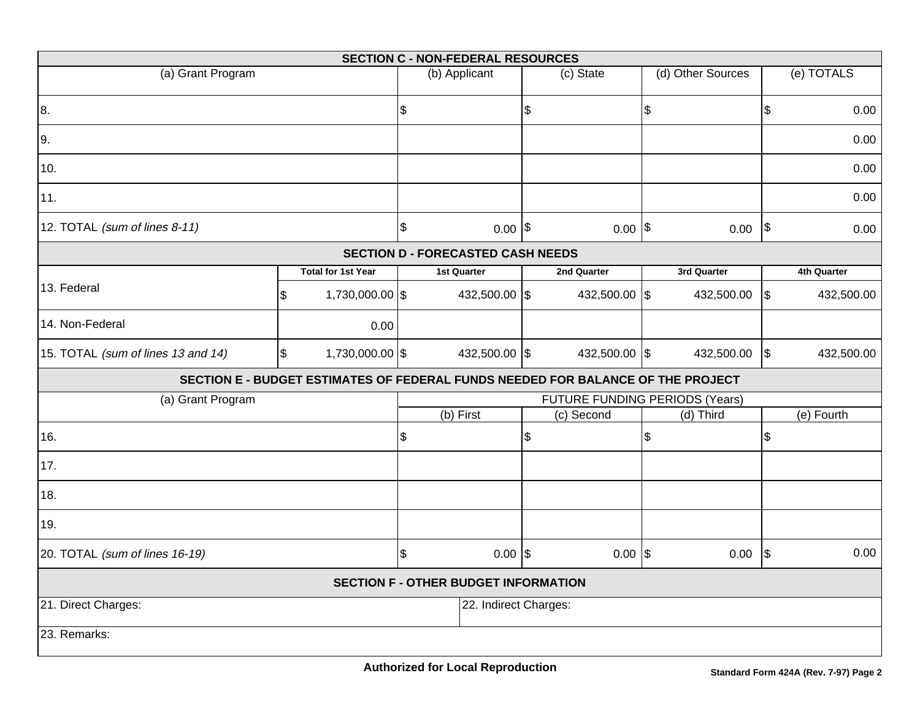| SECTION C - NON-FEDERAL RESOURCES | | | | |
|---|---|---|---|---|
| (a) Grant Program | (b) Applicant | (c) State | (d) Other Sources | (e) TOTALS |
| 8. | $ | $ | $ | $ 0.00 |
| 9. | | | | 0.00 |
| 10. | | | | 0.00 |
| 11. | | | | 0.00 |
| 12. TOTAL *(sum of lines 8-11)* | $ 0.00 | $ 0.00 | $ 0.00 | $ 0.00 |

| SECTION D - FORECASTED CASH NEEDS | | | | | |
|---|---|---|---|---|---|
| | Total for 1st Year | 1st Quarter | 2nd Quarter | 3rd Quarter | 4th Quarter |
| 13. Federal | $ 1,730,000.00 | $ 432,500.00 | $ 432,500.00 | $ 432,500.00 | $ 432,500.00 |
| 14. Non-Federal | 0.00 | | | | |
| 15. TOTAL *(sum of lines 13 and 14)* | $ 1,730,000.00 | $ 432,500.00 | $ 432,500.00 | $ 432,500.00 | $ 432,500.00 |

| SECTION E - BUDGET ESTIMATES OF FEDERAL FUNDS NEEDED FOR BALANCE OF THE PROJECT | | | | |
|---|---|---|---|---|
| (a) Grant Program | FUTURE FUNDING PERIODS (Years) | | | |
| | (b) First | (c) Second | (d) Third | (e) Fourth |
| 16. | $ | $ | $ | $ |
| 17. | | | | |
| 18. | | | | |
| 19. | | | | |
| 20. TOTAL *(sum of lines 16-19)* | $ 0.00 | $ 0.00 | $ 0.00 | $ 0.00 |

| SECTION F - OTHER BUDGET INFORMATION | |
|---|---|
| 21. Direct Charges: | 22. Indirect Charges: |
| 23. Remarks: | |

**Authorized for Local Reproduction**

**Standard Form 424A (Rev. 7-97) Page 2**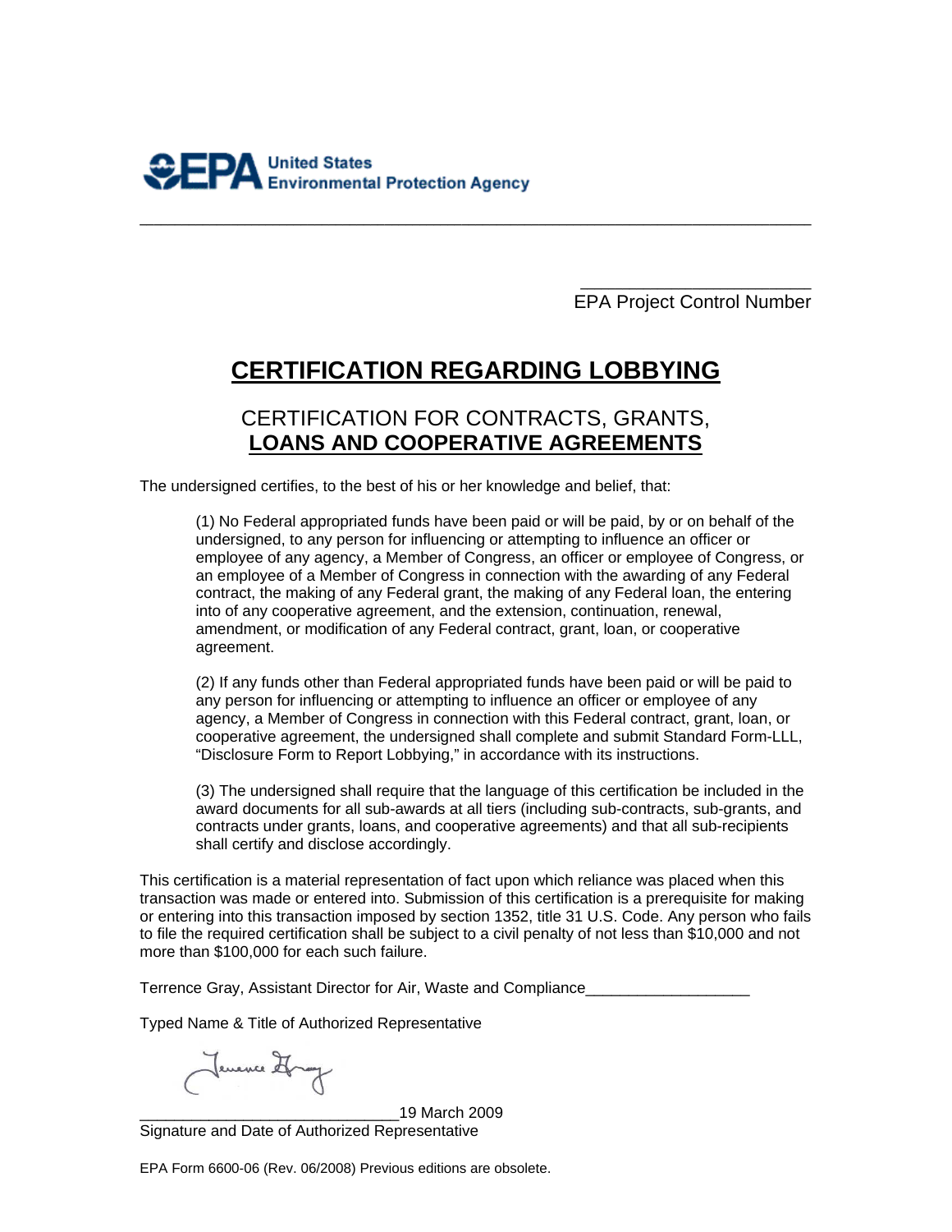United States Environmental Protection Agency

---

\_\_\_\_\_\_\_\_\_\_\_\_\_\_\_\_\_\_\_\_\_\_\_\_
EPA Project Control Number

# CERTIFICATION REGARDING LOBBYING

## CERTIFICATION FOR CONTRACTS, GRANTS, LOANS AND COOPERATIVE AGREEMENTS

The undersigned certifies, to the best of his or her knowledge and belief, that:

> (1) No Federal appropriated funds have been paid or will be paid, by or on behalf of the undersigned, to any person for influencing or attempting to influence an officer or employee of any agency, a Member of Congress, an officer or employee of Congress, or an employee of a Member of Congress in connection with the awarding of any Federal contract, the making of any Federal grant, the making of any Federal loan, the entering into of any cooperative agreement, and the extension, continuation, renewal, amendment, or modification of any Federal contract, grant, loan, or cooperative agreement.
>
> (2) If any funds other than Federal appropriated funds have been paid or will be paid to any person for influencing or attempting to influence an officer or employee of any agency, a Member of Congress in connection with this Federal contract, grant, loan, or cooperative agreement, the undersigned shall complete and submit Standard Form-LLL, "Disclosure Form to Report Lobbying," in accordance with its instructions.
>
> (3) The undersigned shall require that the language of this certification be included in the award documents for all sub-awards at all tiers (including sub-contracts, sub-grants, and contracts under grants, loans, and cooperative agreements) and that all sub-recipients shall certify and disclose accordingly.

This certification is a material representation of fact upon which reliance was placed when this transaction was made or entered into. Submission of this certification is a prerequisite for making or entering into this transaction imposed by section 1352, title 31 U.S. Code. Any person who fails to file the required certification shall be subject to a civil penalty of not less than $10,000 and not more than $100,000 for each such failure.

Terrence Gray, Assistant Director for Air, Waste and Compliance\_\_\_\_\_\_\_\_\_\_\_\_\_\_\_\_\_\_\_

Typed Name & Title of Authorized Representative

\_\_\_\_\_\_\_\_\_\_\_\_\_\_\_\_\_\_\_\_\_\_\_\_\_\_\_\_\_\_19 March 2009
Signature and Date of Authorized Representative

EPA Form 6600-06 (Rev. 06/2008) Previous editions are obsolete.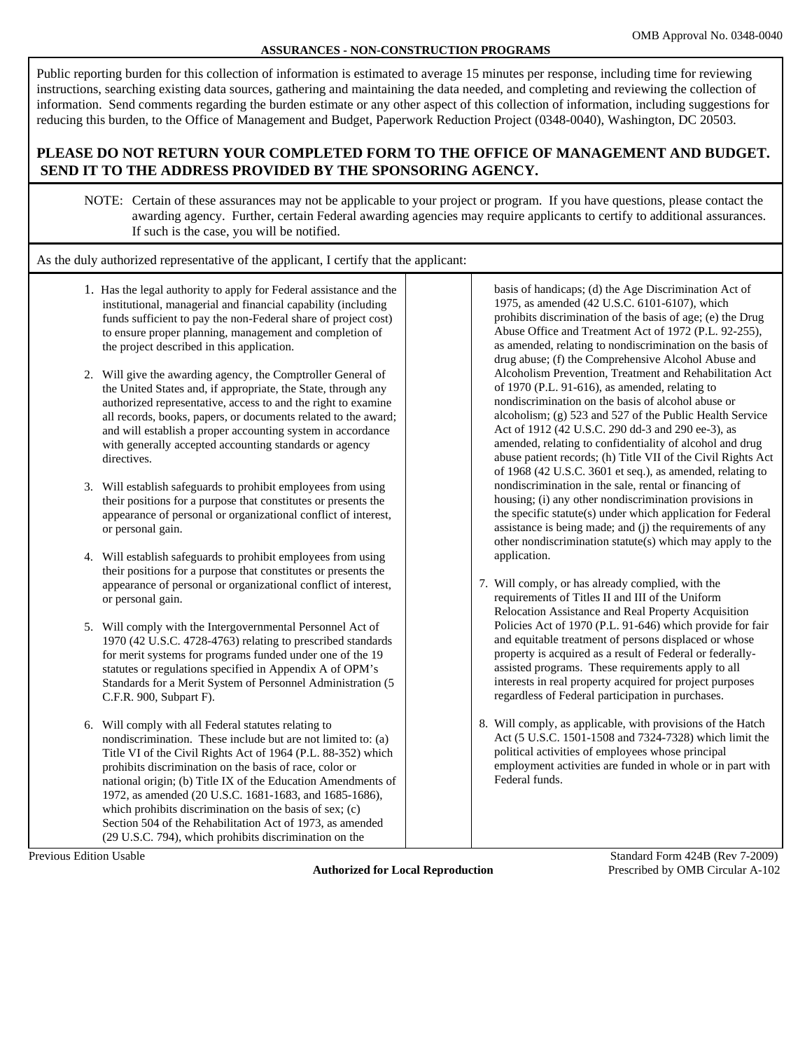OMB Approval No. 0348-0040

## ASSURANCES - NON-CONSTRUCTION PROGRAMS

Public reporting burden for this collection of information is estimated to average 15 minutes per response, including time for reviewing instructions, searching existing data sources, gathering and maintaining the data needed, and completing and reviewing the collection of information. Send comments regarding the burden estimate or any other aspect of this collection of information, including suggestions for reducing this burden, to the Office of Management and Budget, Paperwork Reduction Project (0348-0040), Washington, DC 20503.

**PLEASE DO NOT RETURN YOUR COMPLETED FORM TO THE OFFICE OF MANAGEMENT AND BUDGET. SEND IT TO THE ADDRESS PROVIDED BY THE SPONSORING AGENCY.**

NOTE: Certain of these assurances may not be applicable to your project or program. If you have questions, please contact the awarding agency. Further, certain Federal awarding agencies may require applicants to certify to additional assurances. If such is the case, you will be notified.

As the duly authorized representative of the applicant, I certify that the applicant:

1. Has the legal authority to apply for Federal assistance and the institutional, managerial and financial capability (including funds sufficient to pay the non-Federal share of project cost) to ensure proper planning, management and completion of the project described in this application.

2. Will give the awarding agency, the Comptroller General of the United States and, if appropriate, the State, through any authorized representative, access to and the right to examine all records, books, papers, or documents related to the award; and will establish a proper accounting system in accordance with generally accepted accounting standards or agency directives.

3. Will establish safeguards to prohibit employees from using their positions for a purpose that constitutes or presents the appearance of personal or organizational conflict of interest, or personal gain.

4. Will establish safeguards to prohibit employees from using their positions for a purpose that constitutes or presents the appearance of personal or organizational conflict of interest, or personal gain.

5. Will comply with the Intergovernmental Personnel Act of 1970 (42 U.S.C. 4728-4763) relating to prescribed standards for merit systems for programs funded under one of the 19 statutes or regulations specified in Appendix A of OPM's Standards for a Merit System of Personnel Administration (5 C.F.R. 900, Subpart F).

6. Will comply with all Federal statutes relating to nondiscrimination. These include but are not limited to: (a) Title VI of the Civil Rights Act of 1964 (P.L. 88-352) which prohibits discrimination on the basis of race, color or national origin; (b) Title IX of the Education Amendments of 1972, as amended (20 U.S.C. 1681-1683, and 1685-1686), which prohibits discrimination on the basis of sex; (c) Section 504 of the Rehabilitation Act of 1973, as amended (29 U.S.C. 794), which prohibits discrimination on the basis of handicaps; (d) the Age Discrimination Act of 1975, as amended (42 U.S.C. 6101-6107), which prohibits discrimination of the basis of age; (e) the Drug Abuse Office and Treatment Act of 1972 (P.L. 92-255), as amended, relating to nondiscrimination on the basis of drug abuse; (f) the Comprehensive Alcohol Abuse and Alcoholism Prevention, Treatment and Rehabilitation Act of 1970 (P.L. 91-616), as amended, relating to nondiscrimination on the basis of alcohol abuse or alcoholism; (g) 523 and 527 of the Public Health Service Act of 1912 (42 U.S.C. 290 dd-3 and 290 ee-3), as amended, relating to confidentiality of alcohol and drug abuse patient records; (h) Title VII of the Civil Rights Act of 1968 (42 U.S.C. 3601 et seq.), as amended, relating to nondiscrimination in the sale, rental or financing of housing; (i) any other nondiscrimination provisions in the specific statute(s) under which application for Federal assistance is being made; and (j) the requirements of any other nondiscrimination statute(s) which may apply to the application.

7. Will comply, or has already complied, with the requirements of Titles II and III of the Uniform Relocation Assistance and Real Property Acquisition Policies Act of 1970 (P.L. 91-646) which provide for fair and equitable treatment of persons displaced or whose property is acquired as a result of Federal or federally-assisted programs. These requirements apply to all interests in real property acquired for project purposes regardless of Federal participation in purchases.

8. Will comply, as applicable, with provisions of the Hatch Act (5 U.S.C. 1501-1508 and 7324-7328) which limit the political activities of employees whose principal employment activities are funded in whole or in part with Federal funds.

Previous Edition Usable

**Authorized for Local Reproduction**

Standard Form 424B (Rev 7-2009)
Prescribed by OMB Circular A-102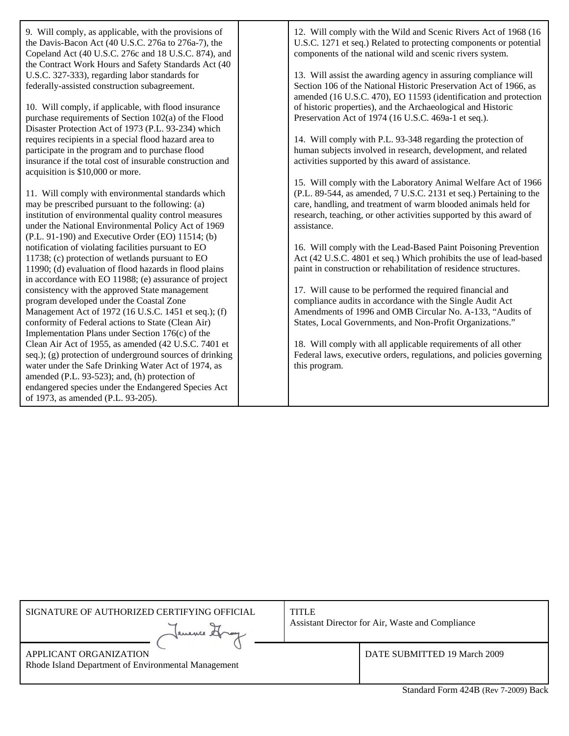9. Will comply, as applicable, with the provisions of the Davis-Bacon Act (40 U.S.C. 276a to 276a-7), the Copeland Act (40 U.S.C. 276c and 18 U.S.C. 874), and the Contract Work Hours and Safety Standards Act (40 U.S.C. 327-333), regarding labor standards for federally-assisted construction subagreement.

10. Will comply, if applicable, with flood insurance purchase requirements of Section 102(a) of the Flood Disaster Protection Act of 1973 (P.L. 93-234) which requires recipients in a special flood hazard area to participate in the program and to purchase flood insurance if the total cost of insurable construction and acquisition is $10,000 or more.

11. Will comply with environmental standards which may be prescribed pursuant to the following: (a) institution of environmental quality control measures under the National Environmental Policy Act of 1969 (P.L. 91-190) and Executive Order (EO) 11514; (b) notification of violating facilities pursuant to EO 11738; (c) protection of wetlands pursuant to EO 11990; (d) evaluation of flood hazards in flood plains in accordance with EO 11988; (e) assurance of project consistency with the approved State management program developed under the Coastal Zone Management Act of 1972 (16 U.S.C. 1451 et seq.); (f) conformity of Federal actions to State (Clean Air) Implementation Plans under Section 176(c) of the Clean Air Act of 1955, as amended (42 U.S.C. 7401 et seq.); (g) protection of underground sources of drinking water under the Safe Drinking Water Act of 1974, as amended (P.L. 93-523); and, (h) protection of endangered species under the Endangered Species Act of 1973, as amended (P.L. 93-205).

12. Will comply with the Wild and Scenic Rivers Act of 1968 (16 U.S.C. 1271 et seq.) Related to protecting components or potential components of the national wild and scenic rivers system.

13. Will assist the awarding agency in assuring compliance will Section 106 of the National Historic Preservation Act of 1966, as amended (16 U.S.C. 470), EO 11593 (identification and protection of historic properties), and the Archaeological and Historic Preservation Act of 1974 (16 U.S.C. 469a-1 et seq.).

14. Will comply with P.L. 93-348 regarding the protection of human subjects involved in research, development, and related activities supported by this award of assistance.

15. Will comply with the Laboratory Animal Welfare Act of 1966 (P.L. 89-544, as amended, 7 U.S.C. 2131 et seq.) Pertaining to the care, handling, and treatment of warm blooded animals held for research, teaching, or other activities supported by this award of assistance.

16. Will comply with the Lead-Based Paint Poisoning Prevention Act (42 U.S.C. 4801 et seq.) Which prohibits the use of lead-based paint in construction or rehabilitation of residence structures.

17. Will cause to be performed the required financial and compliance audits in accordance with the Single Audit Act Amendments of 1996 and OMB Circular No. A-133, "Audits of States, Local Governments, and Non-Profit Organizations."

18. Will comply with all applicable requirements of all other Federal laws, executive orders, regulations, and policies governing this program.

| SIGNATURE OF AUTHORIZED CERTIFYING OFFICIAL | TITLE<br>Assistant Director for Air, Waste and Compliance |
| --- | --- |
| APPLICANT ORGANIZATION<br>Rhode Island Department of Environmental Management | DATE SUBMITTED 19 March 2009 |

Standard Form 424B (Rev 7-2009) Back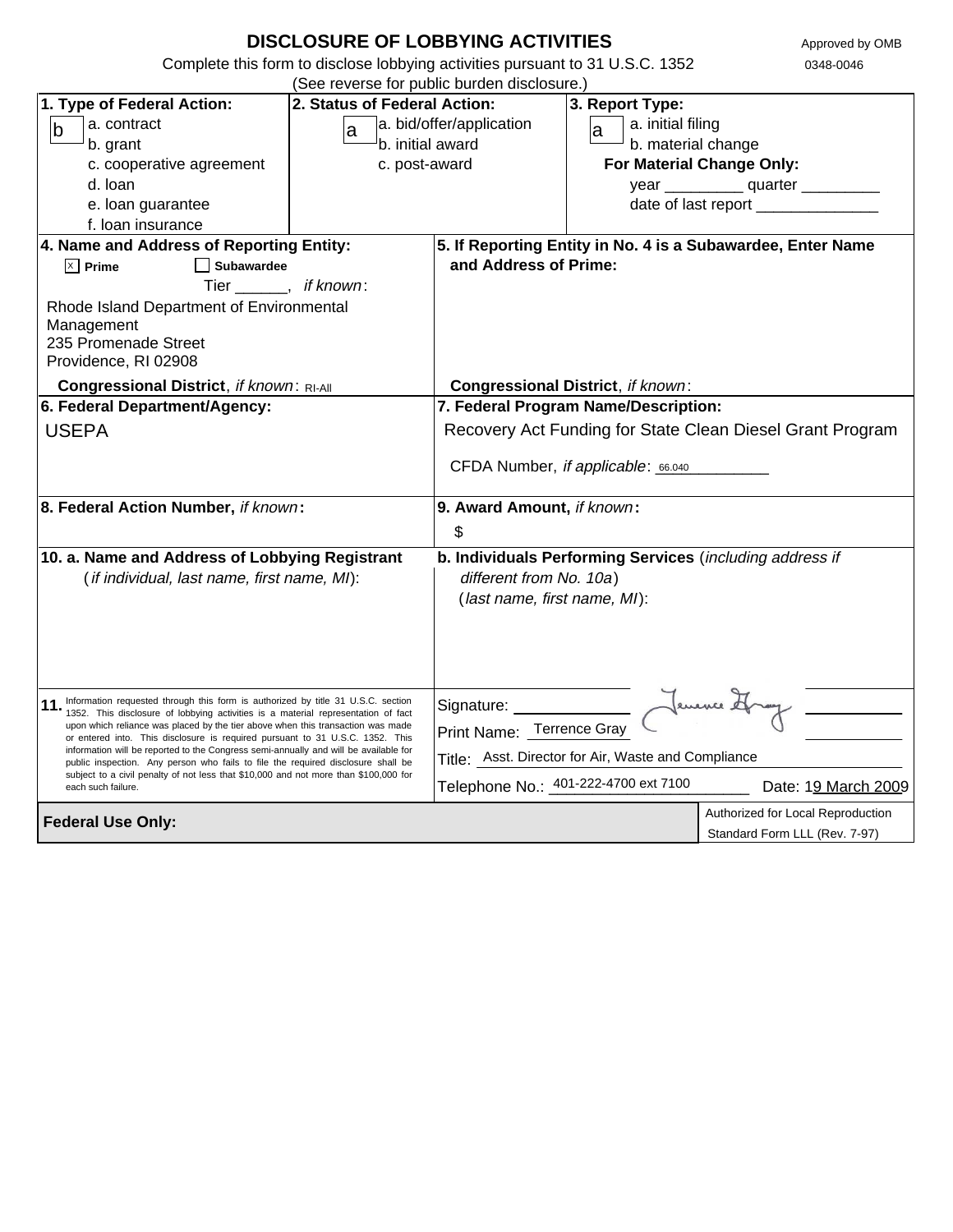# DISCLOSURE OF LOBBYING ACTIVITIES

Complete this form to disclose lobbying activities pursuant to 31 U.S.C. 1352

(See reverse for public burden disclosure.)

Approved by OMB 0348-0046

| | | |
|---|---|---|
| **1. Type of Federal Action:** b<br>a. contract<br>b. grant<br>c. cooperative agreement<br>d. loan<br>e. loan guarantee<br>f. loan insurance | **2. Status of Federal Action:** a<br>a. bid/offer/application<br>b. initial award<br>c. post-award | **3. Report Type:** a<br>a. initial filing<br>b. material change<br>**For Material Change Only:**<br>year _________ quarter _________<br>date of last report ______________ |

| | |
|---|---|
| **4. Name and Address of Reporting Entity:**<br>[x] Prime [ ] Subawardee<br>Tier ______, *if known*:<br>Rhode Island Department of Environmental Management<br>235 Promenade Street<br>Providence, RI 02908<br>**Congressional District**, *if known*: RI-All | **5. If Reporting Entity in No. 4 is a Subawardee, Enter Name and Address of Prime:**<br><br>**Congressional District**, *if known*: |
| **6. Federal Department/Agency:**<br>USEPA | **7. Federal Program Name/Description:**<br>Recovery Act Funding for State Clean Diesel Grant Program<br>CFDA Number, *if applicable*: 66.040 |
| **8. Federal Action Number,** *if known***:** | **9. Award Amount,** *if known***:**<br>$ |
| **10. a. Name and Address of Lobbying Registrant** (*if individual, last name, first name, MI*): | **b. Individuals Performing Services** (*including address if different from No. 10a*) (*last name, first name, MI*): |
| **11.** Information requested through this form is authorized by title 31 U.S.C. section 1352. This disclosure of lobbying activities is a material representation of fact upon which reliance was placed by the tier above when this transaction was made or entered into. This disclosure is required pursuant to 31 U.S.C. 1352. This information will be reported to the Congress semi-annually and will be available for public inspection. Any person who fails to file the required disclosure shall be subject to a civil penalty of not less than $10,000 and not more than $100,000 for each such failure. | Signature: Terrence Gray<br>Print Name: Terrence Gray<br>Title: Asst. Director for Air, Waste and Compliance<br>Telephone No.: 401-222-4700 ext 7100 Date: 19 March 2009 |

**Federal Use Only:**

Authorized for Local Reproduction
Standard Form LLL (Rev. 7-97)